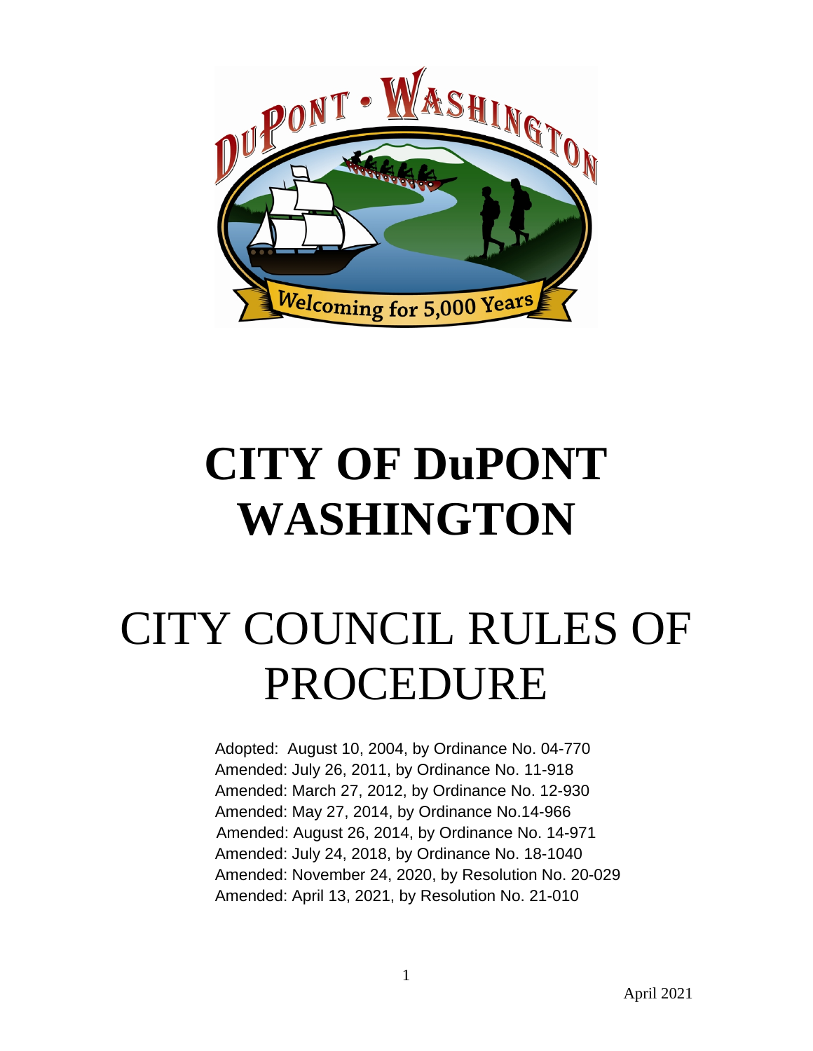# CITY OF DuPONT WASHINGTON

# CITY COUNCIL RULES OF PROCEDURE

Adopted: August 10, 2004, by Ordinance No. 04-770
Amended: July 26, 2011, by Ordinance No. 11-918
Amended: March 27, 2012, by Ordinance No. 12-930
Amended: May 27, 2014, by Ordinance No.14-966
Amended: August 26, 2014, by Ordinance No. 14-971
Amended: July 24, 2018, by Ordinance No. 18-1040
Amended: November 24, 2020, by Resolution No. 20-029
Amended: April 13, 2021, by Resolution No. 21-010

April 2021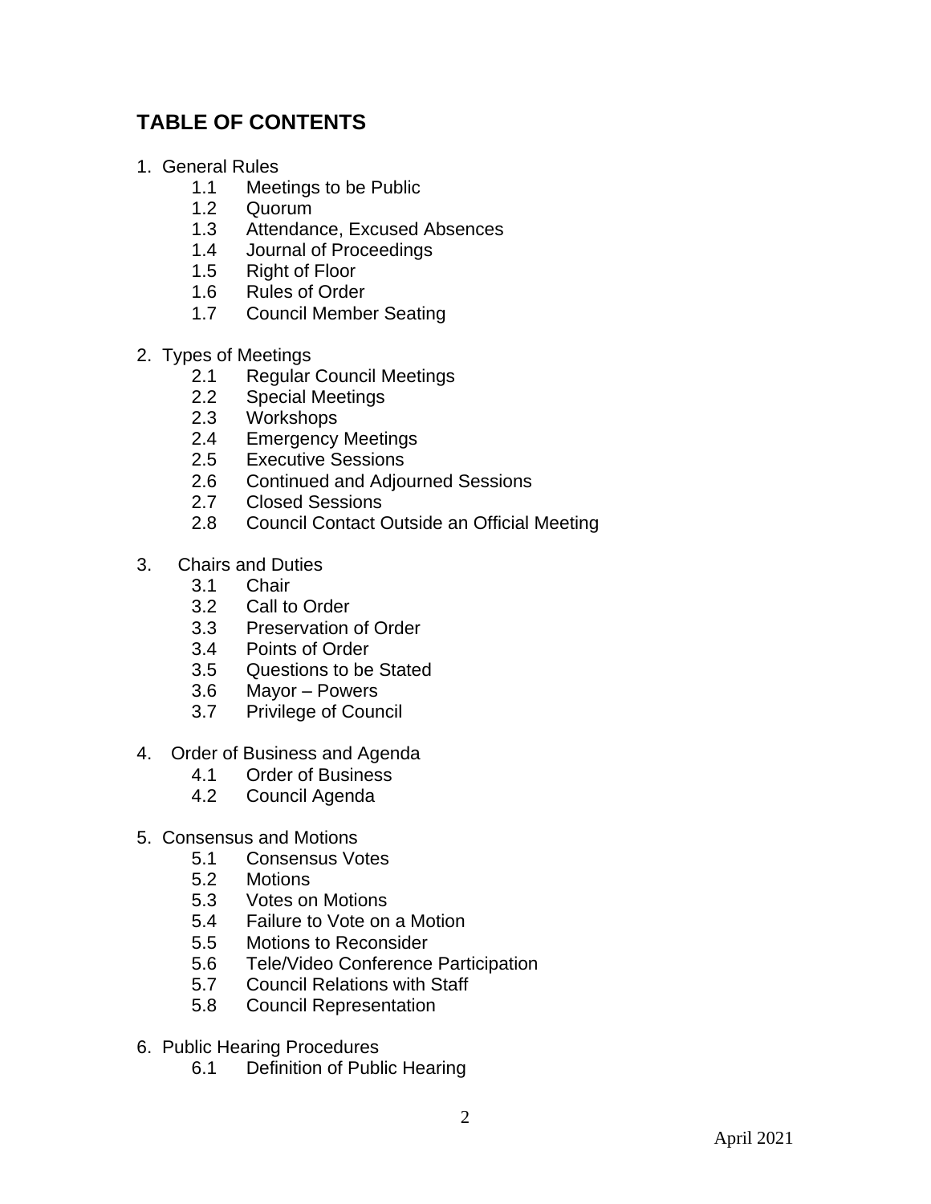## TABLE OF CONTENTS

1. General Rules
   - 1.1 Meetings to be Public
   - 1.2 Quorum
   - 1.3 Attendance, Excused Absences
   - 1.4 Journal of Proceedings
   - 1.5 Right of Floor
   - 1.6 Rules of Order
   - 1.7 Council Member Seating

2. Types of Meetings
   - 2.1 Regular Council Meetings
   - 2.2 Special Meetings
   - 2.3 Workshops
   - 2.4 Emergency Meetings
   - 2.5 Executive Sessions
   - 2.6 Continued and Adjourned Sessions
   - 2.7 Closed Sessions
   - 2.8 Council Contact Outside an Official Meeting

3. Chairs and Duties
   - 3.1 Chair
   - 3.2 Call to Order
   - 3.3 Preservation of Order
   - 3.4 Points of Order
   - 3.5 Questions to be Stated
   - 3.6 Mayor – Powers
   - 3.7 Privilege of Council

4. Order of Business and Agenda
   - 4.1 Order of Business
   - 4.2 Council Agenda

5. Consensus and Motions
   - 5.1 Consensus Votes
   - 5.2 Motions
   - 5.3 Votes on Motions
   - 5.4 Failure to Vote on a Motion
   - 5.5 Motions to Reconsider
   - 5.6 Tele/Video Conference Participation
   - 5.7 Council Relations with Staff
   - 5.8 Council Representation

6. Public Hearing Procedures
   - 6.1 Definition of Public Hearing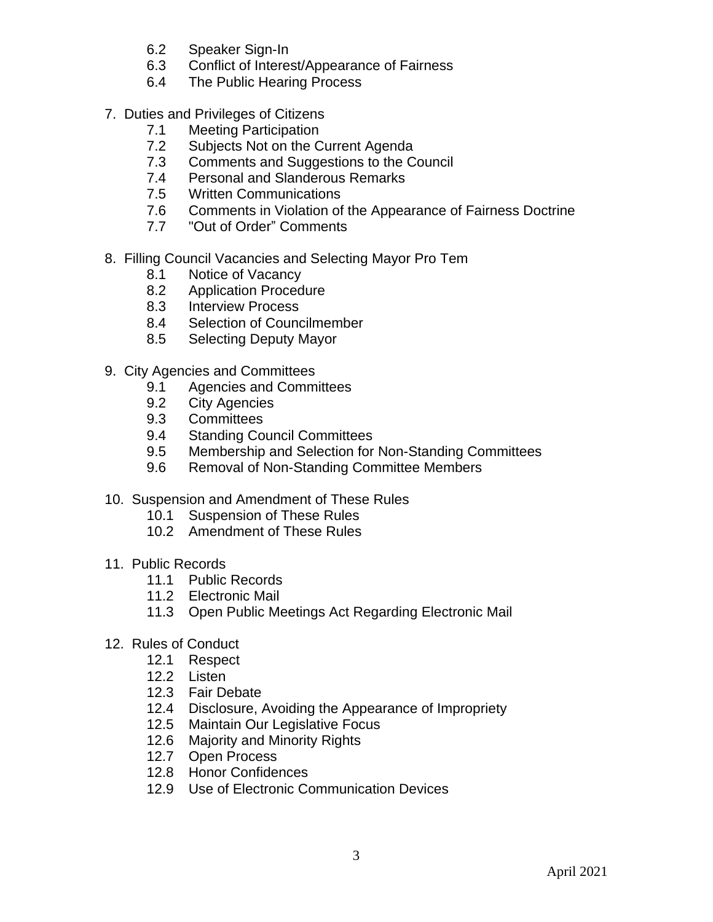6.2 Speaker Sign-In
6.3 Conflict of Interest/Appearance of Fairness
6.4 The Public Hearing Process

7. Duties and Privileges of Citizens
   - 7.1 Meeting Participation
   - 7.2 Subjects Not on the Current Agenda
   - 7.3 Comments and Suggestions to the Council
   - 7.4 Personal and Slanderous Remarks
   - 7.5 Written Communications
   - 7.6 Comments in Violation of the Appearance of Fairness Doctrine
   - 7.7 "Out of Order" Comments

8. Filling Council Vacancies and Selecting Mayor Pro Tem
   - 8.1 Notice of Vacancy
   - 8.2 Application Procedure
   - 8.3 Interview Process
   - 8.4 Selection of Councilmember
   - 8.5 Selecting Deputy Mayor

9. City Agencies and Committees
   - 9.1 Agencies and Committees
   - 9.2 City Agencies
   - 9.3 Committees
   - 9.4 Standing Council Committees
   - 9.5 Membership and Selection for Non-Standing Committees
   - 9.6 Removal of Non-Standing Committee Members

10. Suspension and Amendment of These Rules
    - 10.1 Suspension of These Rules
    - 10.2 Amendment of These Rules

11. Public Records
    - 11.1 Public Records
    - 11.2 Electronic Mail
    - 11.3 Open Public Meetings Act Regarding Electronic Mail

12. Rules of Conduct
    - 12.1 Respect
    - 12.2 Listen
    - 12.3 Fair Debate
    - 12.4 Disclosure, Avoiding the Appearance of Impropriety
    - 12.5 Maintain Our Legislative Focus
    - 12.6 Majority and Minority Rights
    - 12.7 Open Process
    - 12.8 Honor Confidences
    - 12.9 Use of Electronic Communication Devices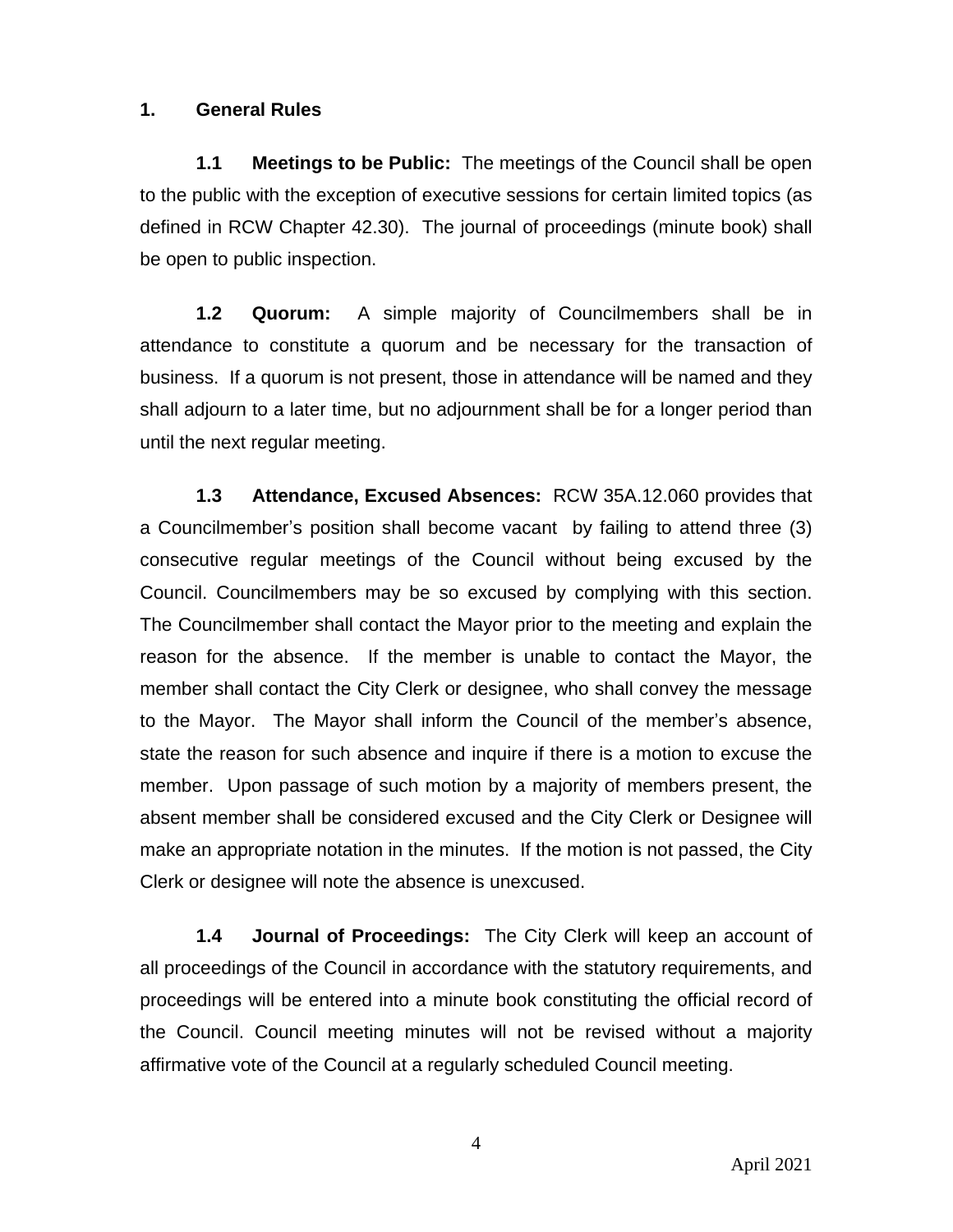## 1. General Rules

**1.1 Meetings to be Public:** The meetings of the Council shall be open to the public with the exception of executive sessions for certain limited topics (as defined in RCW Chapter 42.30). The journal of proceedings (minute book) shall be open to public inspection.

**1.2 Quorum:** A simple majority of Councilmembers shall be in attendance to constitute a quorum and be necessary for the transaction of business. If a quorum is not present, those in attendance will be named and they shall adjourn to a later time, but no adjournment shall be for a longer period than until the next regular meeting.

**1.3 Attendance, Excused Absences:** RCW 35A.12.060 provides that a Councilmember's position shall become vacant by failing to attend three (3) consecutive regular meetings of the Council without being excused by the Council. Councilmembers may be so excused by complying with this section. The Councilmember shall contact the Mayor prior to the meeting and explain the reason for the absence. If the member is unable to contact the Mayor, the member shall contact the City Clerk or designee, who shall convey the message to the Mayor. The Mayor shall inform the Council of the member's absence, state the reason for such absence and inquire if there is a motion to excuse the member. Upon passage of such motion by a majority of members present, the absent member shall be considered excused and the City Clerk or Designee will make an appropriate notation in the minutes. If the motion is not passed, the City Clerk or designee will note the absence is unexcused.

**1.4 Journal of Proceedings:** The City Clerk will keep an account of all proceedings of the Council in accordance with the statutory requirements, and proceedings will be entered into a minute book constituting the official record of the Council. Council meeting minutes will not be revised without a majority affirmative vote of the Council at a regularly scheduled Council meeting.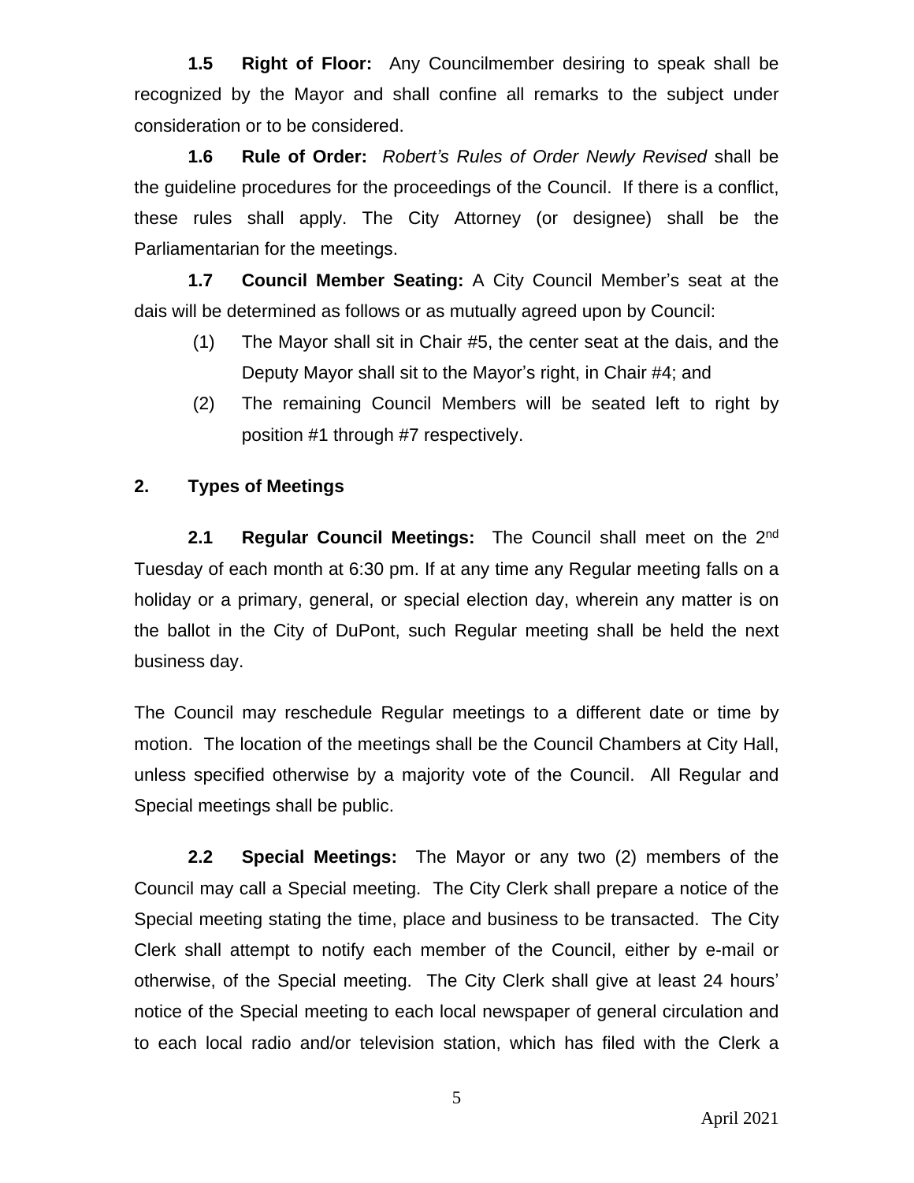**1.5 Right of Floor:** Any Councilmember desiring to speak shall be recognized by the Mayor and shall confine all remarks to the subject under consideration or to be considered.

**1.6 Rule of Order:** *Robert's Rules of Order Newly Revised* shall be the guideline procedures for the proceedings of the Council. If there is a conflict, these rules shall apply. The City Attorney (or designee) shall be the Parliamentarian for the meetings.

**1.7 Council Member Seating:** A City Council Member's seat at the dais will be determined as follows or as mutually agreed upon by Council:

(1) The Mayor shall sit in Chair #5, the center seat at the dais, and the Deputy Mayor shall sit to the Mayor's right, in Chair #4; and

(2) The remaining Council Members will be seated left to right by position #1 through #7 respectively.

## 2. Types of Meetings

**2.1 Regular Council Meetings:** The Council shall meet on the 2nd Tuesday of each month at 6:30 pm. If at any time any Regular meeting falls on a holiday or a primary, general, or special election day, wherein any matter is on the ballot in the City of DuPont, such Regular meeting shall be held the next business day.

The Council may reschedule Regular meetings to a different date or time by motion. The location of the meetings shall be the Council Chambers at City Hall, unless specified otherwise by a majority vote of the Council. All Regular and Special meetings shall be public.

**2.2 Special Meetings:** The Mayor or any two (2) members of the Council may call a Special meeting. The City Clerk shall prepare a notice of the Special meeting stating the time, place and business to be transacted. The City Clerk shall attempt to notify each member of the Council, either by e-mail or otherwise, of the Special meeting. The City Clerk shall give at least 24 hours' notice of the Special meeting to each local newspaper of general circulation and to each local radio and/or television station, which has filed with the Clerk a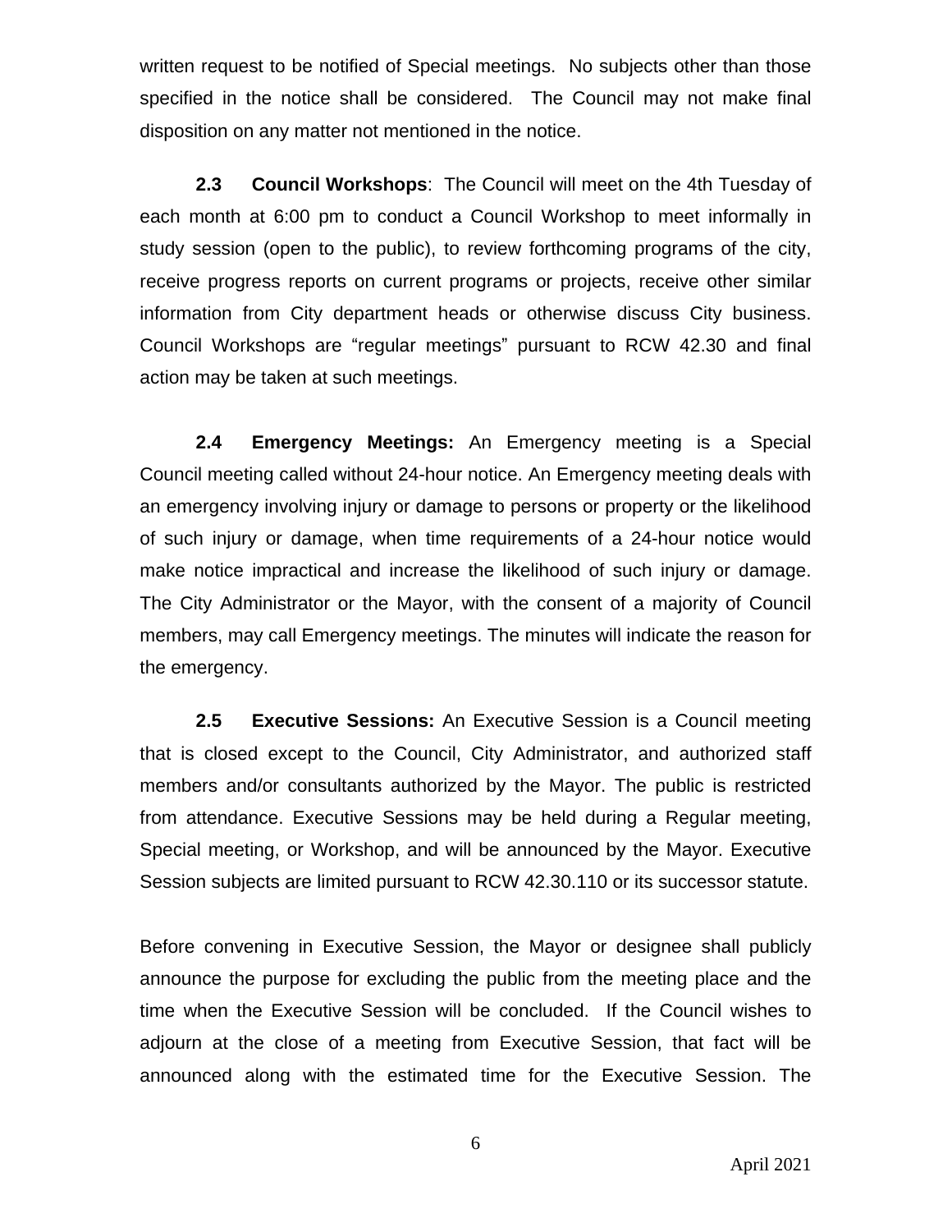written request to be notified of Special meetings. No subjects other than those specified in the notice shall be considered. The Council may not make final disposition on any matter not mentioned in the notice.

**2.3 Council Workshops**: The Council will meet on the 4th Tuesday of each month at 6:00 pm to conduct a Council Workshop to meet informally in study session (open to the public), to review forthcoming programs of the city, receive progress reports on current programs or projects, receive other similar information from City department heads or otherwise discuss City business. Council Workshops are “regular meetings” pursuant to RCW 42.30 and final action may be taken at such meetings.

**2.4 Emergency Meetings:** An Emergency meeting is a Special Council meeting called without 24-hour notice. An Emergency meeting deals with an emergency involving injury or damage to persons or property or the likelihood of such injury or damage, when time requirements of a 24-hour notice would make notice impractical and increase the likelihood of such injury or damage. The City Administrator or the Mayor, with the consent of a majority of Council members, may call Emergency meetings. The minutes will indicate the reason for the emergency.

**2.5 Executive Sessions:** An Executive Session is a Council meeting that is closed except to the Council, City Administrator, and authorized staff members and/or consultants authorized by the Mayor. The public is restricted from attendance. Executive Sessions may be held during a Regular meeting, Special meeting, or Workshop, and will be announced by the Mayor. Executive Session subjects are limited pursuant to RCW 42.30.110 or its successor statute.

Before convening in Executive Session, the Mayor or designee shall publicly announce the purpose for excluding the public from the meeting place and the time when the Executive Session will be concluded. If the Council wishes to adjourn at the close of a meeting from Executive Session, that fact will be announced along with the estimated time for the Executive Session. The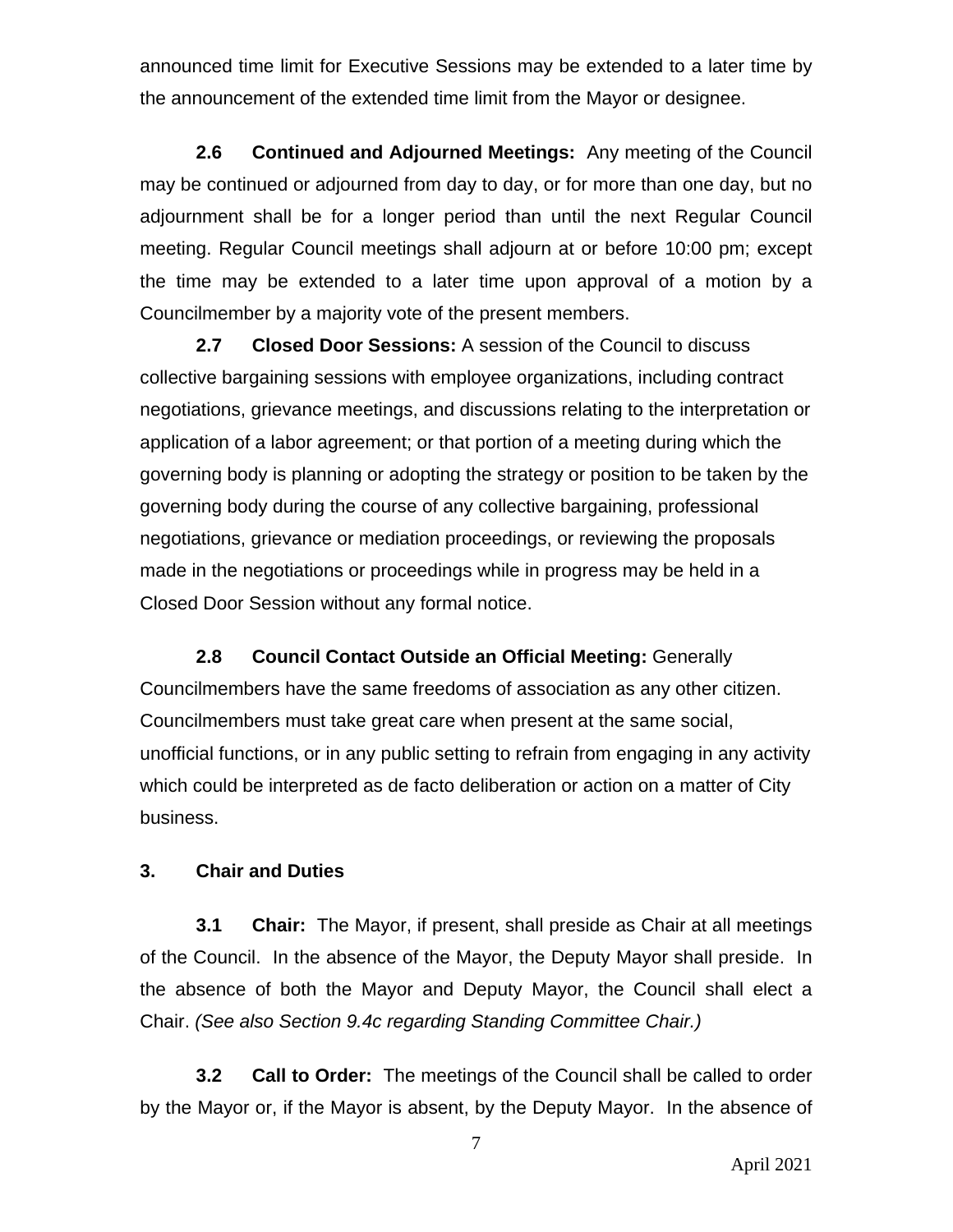announced time limit for Executive Sessions may be extended to a later time by the announcement of the extended time limit from the Mayor or designee.

**2.6 Continued and Adjourned Meetings:** Any meeting of the Council may be continued or adjourned from day to day, or for more than one day, but no adjournment shall be for a longer period than until the next Regular Council meeting. Regular Council meetings shall adjourn at or before 10:00 pm; except the time may be extended to a later time upon approval of a motion by a Councilmember by a majority vote of the present members.

**2.7 Closed Door Sessions:** A session of the Council to discuss collective bargaining sessions with employee organizations, including contract negotiations, grievance meetings, and discussions relating to the interpretation or application of a labor agreement; or that portion of a meeting during which the governing body is planning or adopting the strategy or position to be taken by the governing body during the course of any collective bargaining, professional negotiations, grievance or mediation proceedings, or reviewing the proposals made in the negotiations or proceedings while in progress may be held in a Closed Door Session without any formal notice.

**2.8 Council Contact Outside an Official Meeting:** Generally Councilmembers have the same freedoms of association as any other citizen. Councilmembers must take great care when present at the same social, unofficial functions, or in any public setting to refrain from engaging in any activity which could be interpreted as de facto deliberation or action on a matter of City business.

## 3. Chair and Duties

**3.1 Chair:** The Mayor, if present, shall preside as Chair at all meetings of the Council. In the absence of the Mayor, the Deputy Mayor shall preside. In the absence of both the Mayor and Deputy Mayor, the Council shall elect a Chair. *(See also Section 9.4c regarding Standing Committee Chair.)*

**3.2 Call to Order:** The meetings of the Council shall be called to order by the Mayor or, if the Mayor is absent, by the Deputy Mayor. In the absence of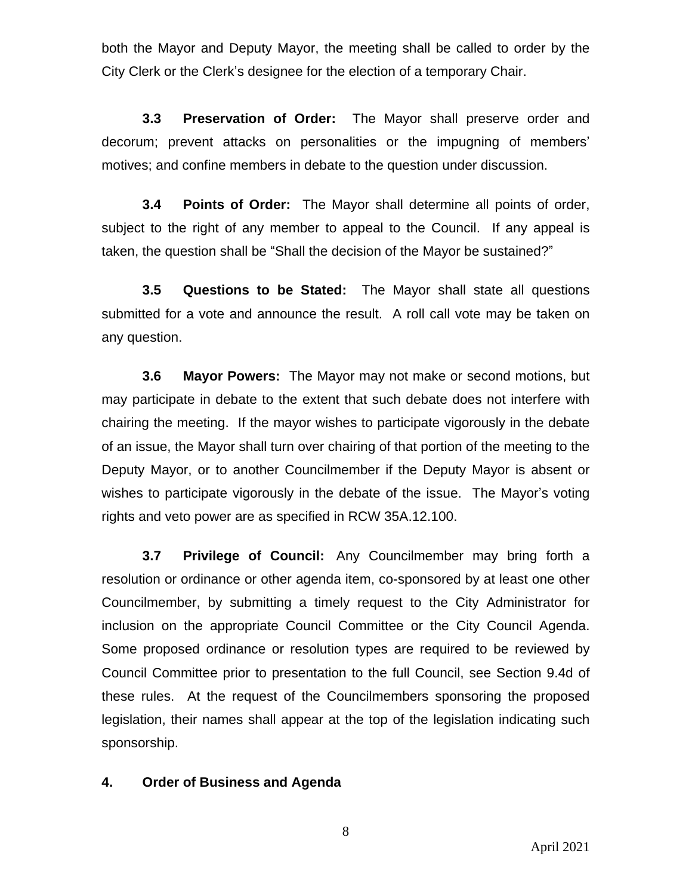both the Mayor and Deputy Mayor, the meeting shall be called to order by the City Clerk or the Clerk's designee for the election of a temporary Chair.

**3.3 Preservation of Order:** The Mayor shall preserve order and decorum; prevent attacks on personalities or the impugning of members' motives; and confine members in debate to the question under discussion.

**3.4 Points of Order:** The Mayor shall determine all points of order, subject to the right of any member to appeal to the Council. If any appeal is taken, the question shall be "Shall the decision of the Mayor be sustained?"

**3.5 Questions to be Stated:** The Mayor shall state all questions submitted for a vote and announce the result. A roll call vote may be taken on any question.

**3.6 Mayor Powers:** The Mayor may not make or second motions, but may participate in debate to the extent that such debate does not interfere with chairing the meeting. If the mayor wishes to participate vigorously in the debate of an issue, the Mayor shall turn over chairing of that portion of the meeting to the Deputy Mayor, or to another Councilmember if the Deputy Mayor is absent or wishes to participate vigorously in the debate of the issue. The Mayor's voting rights and veto power are as specified in RCW 35A.12.100.

**3.7 Privilege of Council:** Any Councilmember may bring forth a resolution or ordinance or other agenda item, co-sponsored by at least one other Councilmember, by submitting a timely request to the City Administrator for inclusion on the appropriate Council Committee or the City Council Agenda. Some proposed ordinance or resolution types are required to be reviewed by Council Committee prior to presentation to the full Council, see Section 9.4d of these rules. At the request of the Councilmembers sponsoring the proposed legislation, their names shall appear at the top of the legislation indicating such sponsorship.

## 4. Order of Business and Agenda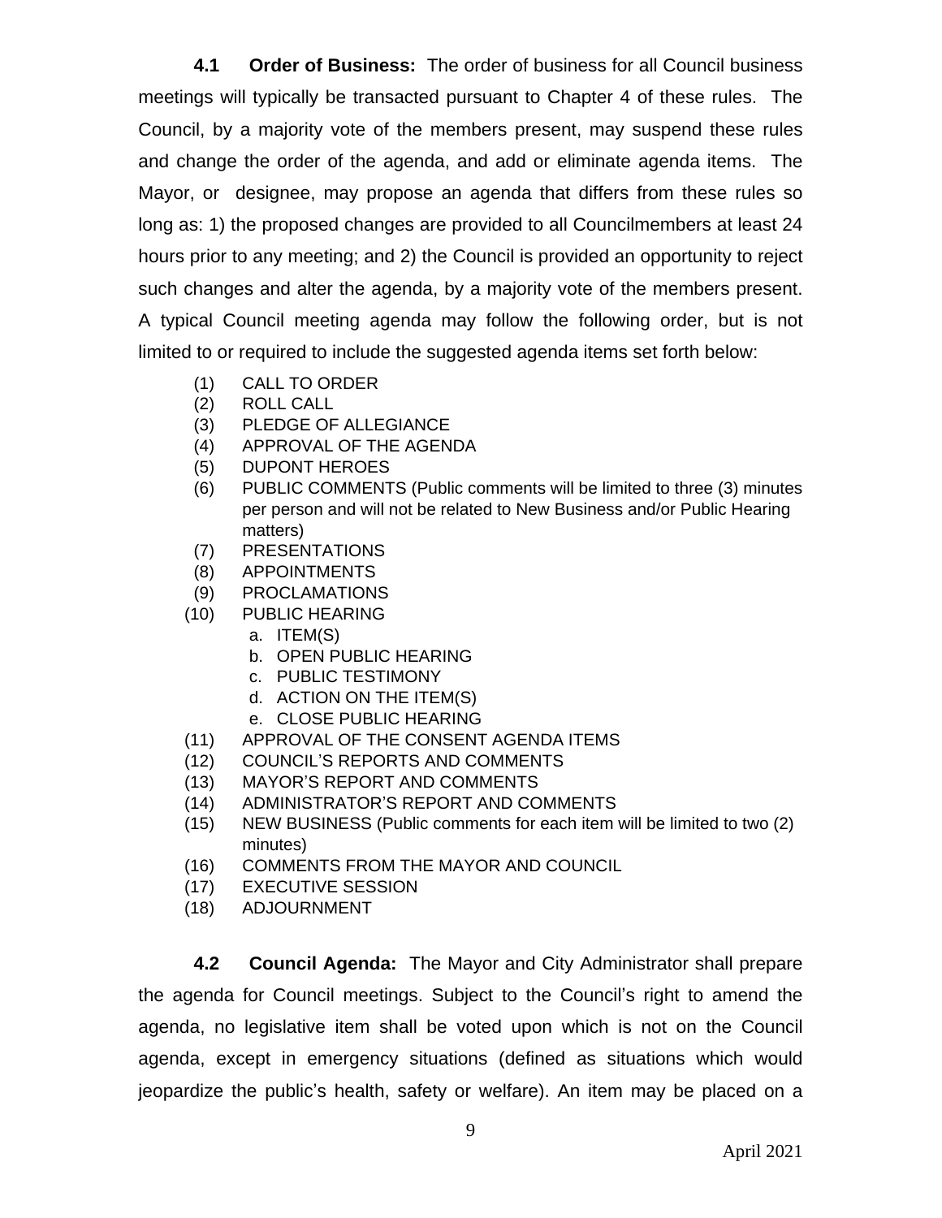**4.1 Order of Business:** The order of business for all Council business meetings will typically be transacted pursuant to Chapter 4 of these rules. The Council, by a majority vote of the members present, may suspend these rules and change the order of the agenda, and add or eliminate agenda items. The Mayor, or designee, may propose an agenda that differs from these rules so long as: 1) the proposed changes are provided to all Councilmembers at least 24 hours prior to any meeting; and 2) the Council is provided an opportunity to reject such changes and alter the agenda, by a majority vote of the members present. A typical Council meeting agenda may follow the following order, but is not limited to or required to include the suggested agenda items set forth below:

(1) CALL TO ORDER
(2) ROLL CALL
(3) PLEDGE OF ALLEGIANCE
(4) APPROVAL OF THE AGENDA
(5) DUPONT HEROES
(6) PUBLIC COMMENTS (Public comments will be limited to three (3) minutes per person and will not be related to New Business and/or Public Hearing matters)
(7) PRESENTATIONS
(8) APPOINTMENTS
(9) PROCLAMATIONS
(10) PUBLIC HEARING
  a. ITEM(S)
  b. OPEN PUBLIC HEARING
  c. PUBLIC TESTIMONY
  d. ACTION ON THE ITEM(S)
  e. CLOSE PUBLIC HEARING
(11) APPROVAL OF THE CONSENT AGENDA ITEMS
(12) COUNCIL'S REPORTS AND COMMENTS
(13) MAYOR'S REPORT AND COMMENTS
(14) ADMINISTRATOR'S REPORT AND COMMENTS
(15) NEW BUSINESS (Public comments for each item will be limited to two (2) minutes)
(16) COMMENTS FROM THE MAYOR AND COUNCIL
(17) EXECUTIVE SESSION
(18) ADJOURNMENT

**4.2 Council Agenda:** The Mayor and City Administrator shall prepare the agenda for Council meetings. Subject to the Council's right to amend the agenda, no legislative item shall be voted upon which is not on the Council agenda, except in emergency situations (defined as situations which would jeopardize the public's health, safety or welfare). An item may be placed on a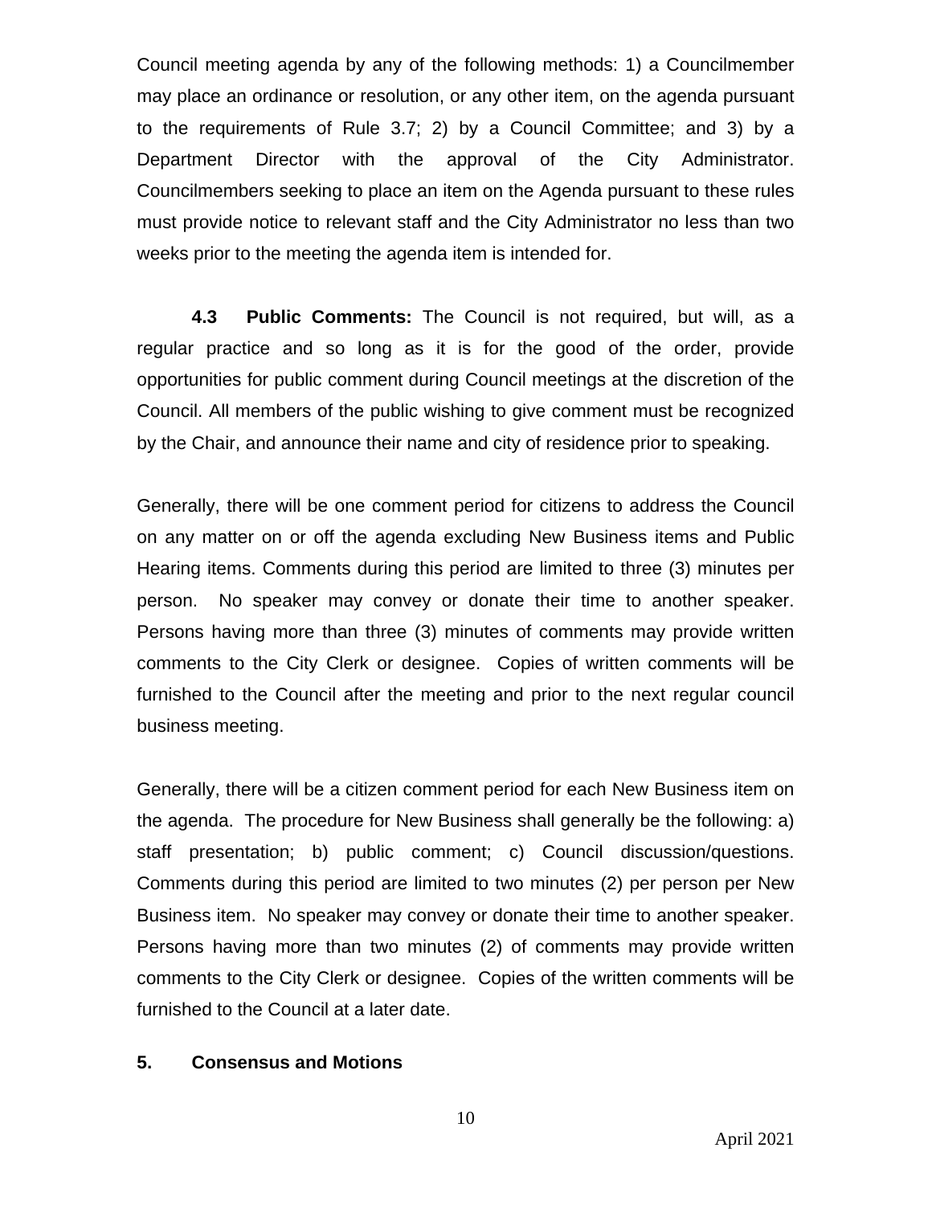Council meeting agenda by any of the following methods: 1) a Councilmember may place an ordinance or resolution, or any other item, on the agenda pursuant to the requirements of Rule 3.7; 2) by a Council Committee; and 3) by a Department Director with the approval of the City Administrator. Councilmembers seeking to place an item on the Agenda pursuant to these rules must provide notice to relevant staff and the City Administrator no less than two weeks prior to the meeting the agenda item is intended for.

**4.3 Public Comments:** The Council is not required, but will, as a regular practice and so long as it is for the good of the order, provide opportunities for public comment during Council meetings at the discretion of the Council. All members of the public wishing to give comment must be recognized by the Chair, and announce their name and city of residence prior to speaking.

Generally, there will be one comment period for citizens to address the Council on any matter on or off the agenda excluding New Business items and Public Hearing items. Comments during this period are limited to three (3) minutes per person. No speaker may convey or donate their time to another speaker. Persons having more than three (3) minutes of comments may provide written comments to the City Clerk or designee. Copies of written comments will be furnished to the Council after the meeting and prior to the next regular council business meeting.

Generally, there will be a citizen comment period for each New Business item on the agenda. The procedure for New Business shall generally be the following: a) staff presentation; b) public comment; c) Council discussion/questions. Comments during this period are limited to two minutes (2) per person per New Business item. No speaker may convey or donate their time to another speaker. Persons having more than two minutes (2) of comments may provide written comments to the City Clerk or designee. Copies of the written comments will be furnished to the Council at a later date.

## 5. Consensus and Motions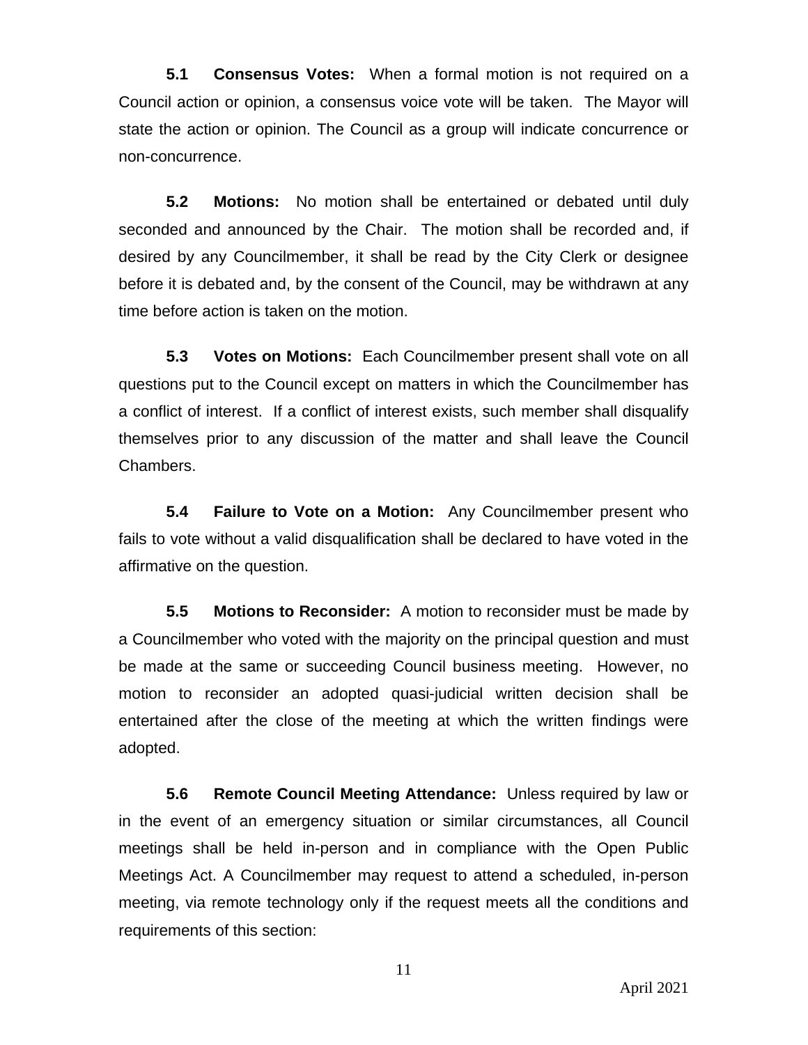**5.1 Consensus Votes:** When a formal motion is not required on a Council action or opinion, a consensus voice vote will be taken. The Mayor will state the action or opinion. The Council as a group will indicate concurrence or non-concurrence.

**5.2 Motions:** No motion shall be entertained or debated until duly seconded and announced by the Chair. The motion shall be recorded and, if desired by any Councilmember, it shall be read by the City Clerk or designee before it is debated and, by the consent of the Council, may be withdrawn at any time before action is taken on the motion.

**5.3 Votes on Motions:** Each Councilmember present shall vote on all questions put to the Council except on matters in which the Councilmember has a conflict of interest. If a conflict of interest exists, such member shall disqualify themselves prior to any discussion of the matter and shall leave the Council Chambers.

**5.4 Failure to Vote on a Motion:** Any Councilmember present who fails to vote without a valid disqualification shall be declared to have voted in the affirmative on the question.

**5.5 Motions to Reconsider:** A motion to reconsider must be made by a Councilmember who voted with the majority on the principal question and must be made at the same or succeeding Council business meeting. However, no motion to reconsider an adopted quasi-judicial written decision shall be entertained after the close of the meeting at which the written findings were adopted.

**5.6 Remote Council Meeting Attendance:** Unless required by law or in the event of an emergency situation or similar circumstances, all Council meetings shall be held in-person and in compliance with the Open Public Meetings Act. A Councilmember may request to attend a scheduled, in-person meeting, via remote technology only if the request meets all the conditions and requirements of this section: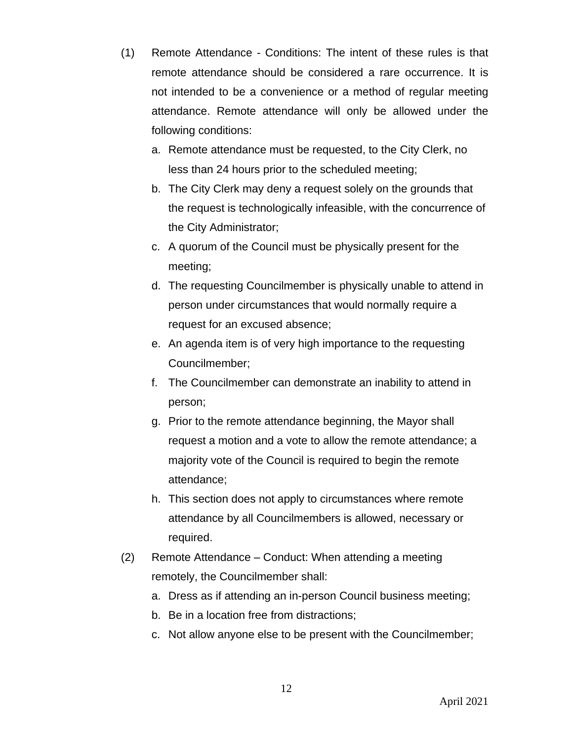(1) Remote Attendance - Conditions: The intent of these rules is that remote attendance should be considered a rare occurrence. It is not intended to be a convenience or a method of regular meeting attendance. Remote attendance will only be allowed under the following conditions:

   a. Remote attendance must be requested, to the City Clerk, no less than 24 hours prior to the scheduled meeting;
   b. The City Clerk may deny a request solely on the grounds that the request is technologically infeasible, with the concurrence of the City Administrator;
   c. A quorum of the Council must be physically present for the meeting;
   d. The requesting Councilmember is physically unable to attend in person under circumstances that would normally require a request for an excused absence;
   e. An agenda item is of very high importance to the requesting Councilmember;
   f. The Councilmember can demonstrate an inability to attend in person;
   g. Prior to the remote attendance beginning, the Mayor shall request a motion and a vote to allow the remote attendance; a majority vote of the Council is required to begin the remote attendance;
   h. This section does not apply to circumstances where remote attendance by all Councilmembers is allowed, necessary or required.

(2) Remote Attendance – Conduct: When attending a meeting remotely, the Councilmember shall:

   a. Dress as if attending an in-person Council business meeting;
   b. Be in a location free from distractions;
   c. Not allow anyone else to be present with the Councilmember;

April 2021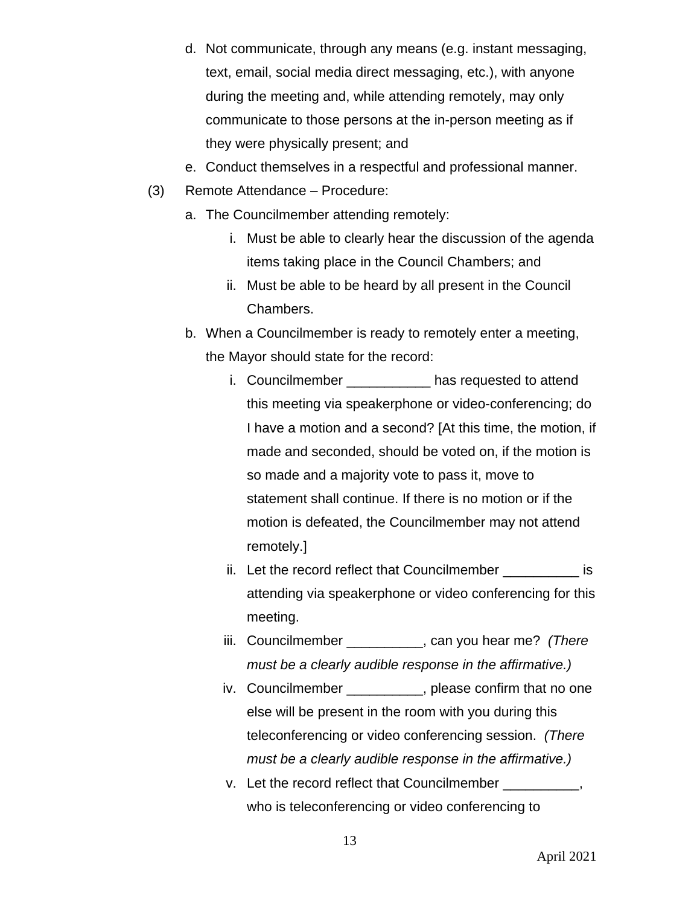d. Not communicate, through any means (e.g. instant messaging, text, email, social media direct messaging, etc.), with anyone during the meeting and, while attending remotely, may only communicate to those persons at the in-person meeting as if they were physically present; and
e. Conduct themselves in a respectful and professional manner.

(3) Remote Attendance – Procedure:

a. The Councilmember attending remotely:
   i. Must be able to clearly hear the discussion of the agenda items taking place in the Council Chambers; and
   ii. Must be able to be heard by all present in the Council Chambers.

b. When a Councilmember is ready to remotely enter a meeting, the Mayor should state for the record:
   i. Councilmember ___________ has requested to attend this meeting via speakerphone or video-conferencing; do I have a motion and a second? [At this time, the motion, if made and seconded, should be voted on, if the motion is so made and a majority vote to pass it, move to statement shall continue. If there is no motion or if the motion is defeated, the Councilmember may not attend remotely.]
   ii. Let the record reflect that Councilmember __________ is attending via speakerphone or video conferencing for this meeting.
   iii. Councilmember __________, can you hear me? *(There must be a clearly audible response in the affirmative.)*
   iv. Councilmember __________, please confirm that no one else will be present in the room with you during this teleconferencing or video conferencing session. *(There must be a clearly audible response in the affirmative.)*
   v. Let the record reflect that Councilmember __________, who is teleconferencing or video conferencing to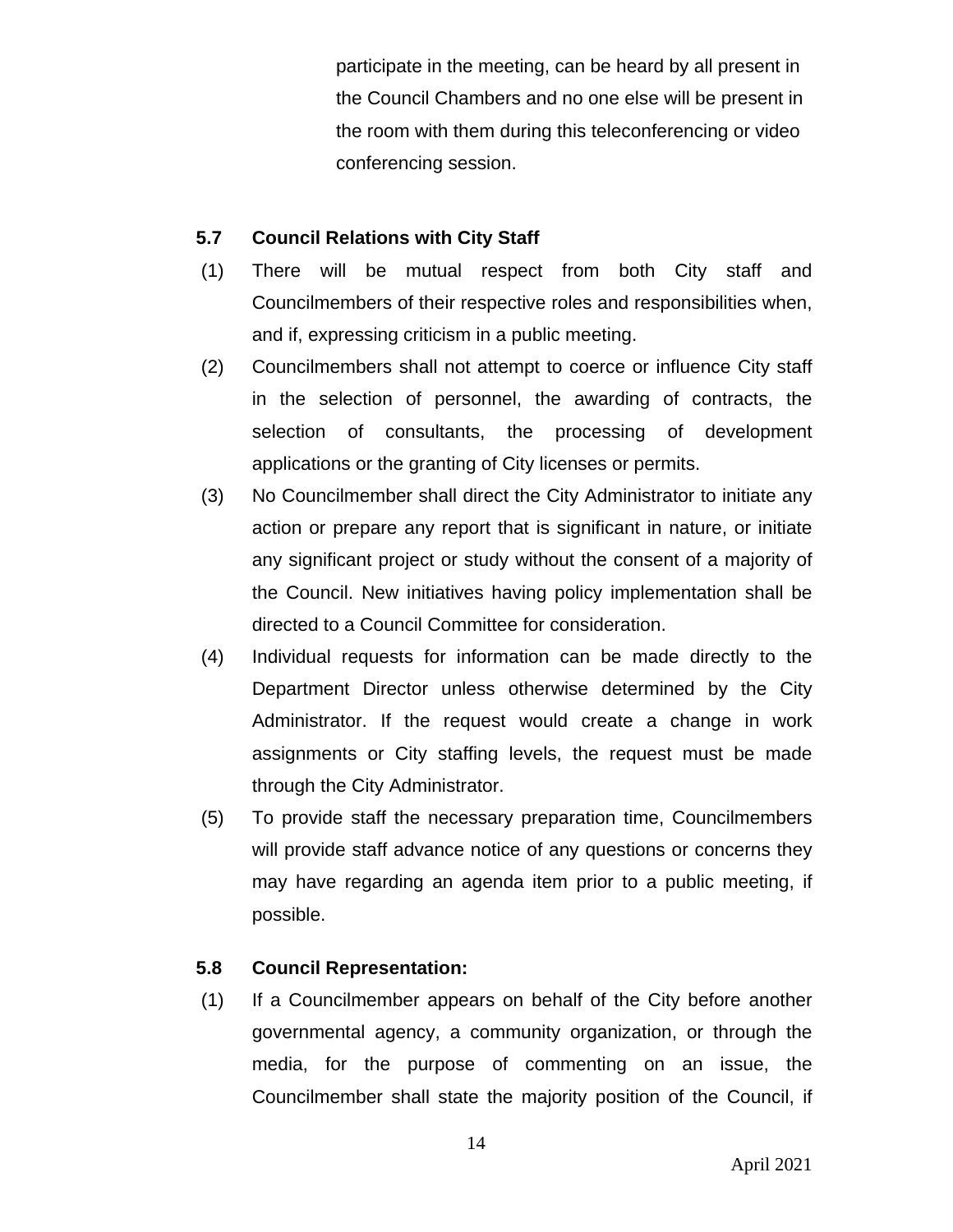participate in the meeting, can be heard by all present in the Council Chambers and no one else will be present in the room with them during this teleconferencing or video conferencing session.

### 5.7 Council Relations with City Staff

(1) There will be mutual respect from both City staff and Councilmembers of their respective roles and responsibilities when, and if, expressing criticism in a public meeting.

(2) Councilmembers shall not attempt to coerce or influence City staff in the selection of personnel, the awarding of contracts, the selection of consultants, the processing of development applications or the granting of City licenses or permits.

(3) No Councilmember shall direct the City Administrator to initiate any action or prepare any report that is significant in nature, or initiate any significant project or study without the consent of a majority of the Council. New initiatives having policy implementation shall be directed to a Council Committee for consideration.

(4) Individual requests for information can be made directly to the Department Director unless otherwise determined by the City Administrator. If the request would create a change in work assignments or City staffing levels, the request must be made through the City Administrator.

(5) To provide staff the necessary preparation time, Councilmembers will provide staff advance notice of any questions or concerns they may have regarding an agenda item prior to a public meeting, if possible.

### 5.8 Council Representation:

(1) If a Councilmember appears on behalf of the City before another governmental agency, a community organization, or through the media, for the purpose of commenting on an issue, the Councilmember shall state the majority position of the Council, if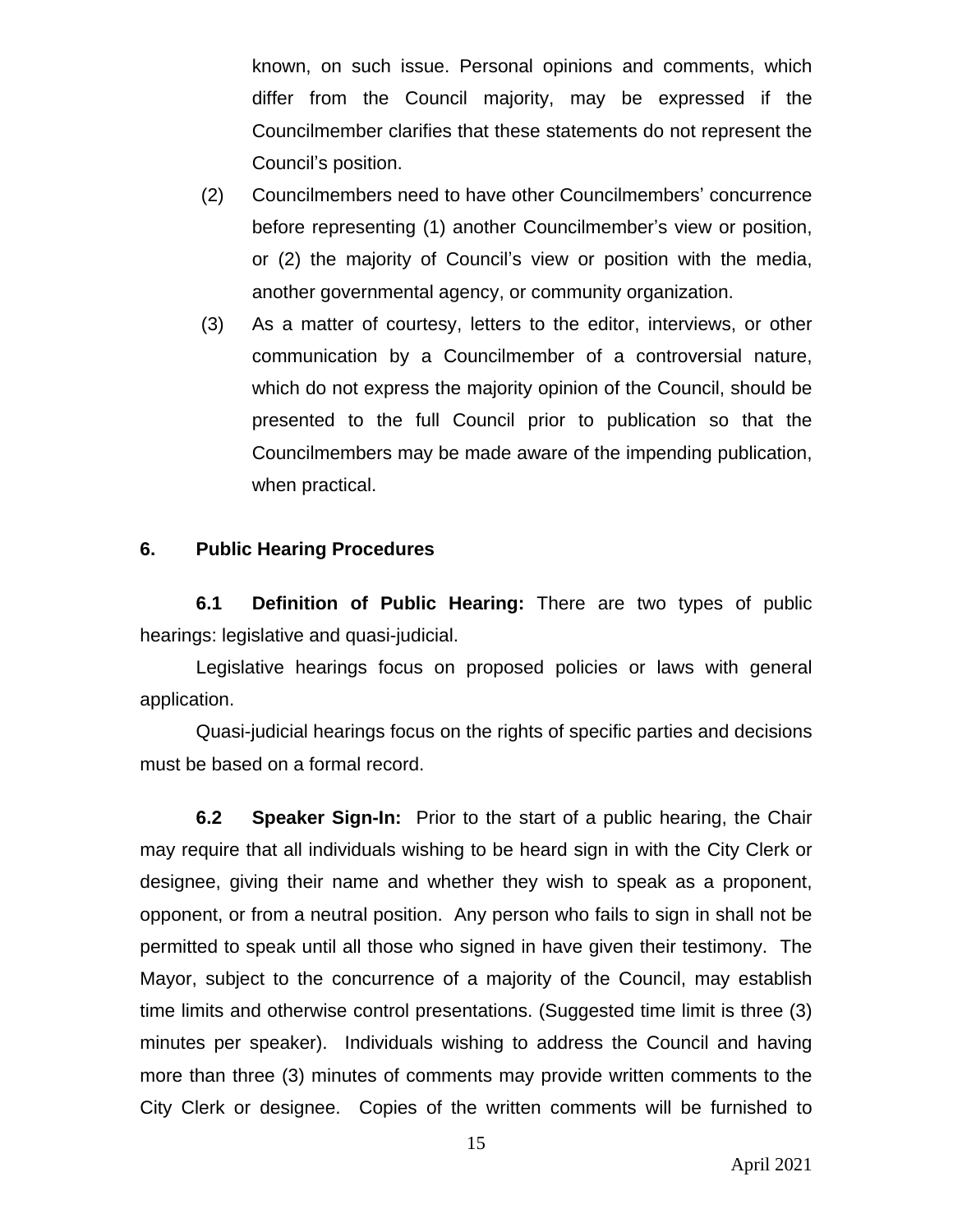known, on such issue. Personal opinions and comments, which differ from the Council majority, may be expressed if the Councilmember clarifies that these statements do not represent the Council's position.

(2) Councilmembers need to have other Councilmembers' concurrence before representing (1) another Councilmember's view or position, or (2) the majority of Council's view or position with the media, another governmental agency, or community organization.

(3) As a matter of courtesy, letters to the editor, interviews, or other communication by a Councilmember of a controversial nature, which do not express the majority opinion of the Council, should be presented to the full Council prior to publication so that the Councilmembers may be made aware of the impending publication, when practical.

## 6. Public Hearing Procedures

**6.1 Definition of Public Hearing:** There are two types of public hearings: legislative and quasi-judicial.

Legislative hearings focus on proposed policies or laws with general application.

Quasi-judicial hearings focus on the rights of specific parties and decisions must be based on a formal record.

**6.2 Speaker Sign-In:** Prior to the start of a public hearing, the Chair may require that all individuals wishing to be heard sign in with the City Clerk or designee, giving their name and whether they wish to speak as a proponent, opponent, or from a neutral position. Any person who fails to sign in shall not be permitted to speak until all those who signed in have given their testimony. The Mayor, subject to the concurrence of a majority of the Council, may establish time limits and otherwise control presentations. (Suggested time limit is three (3) minutes per speaker). Individuals wishing to address the Council and having more than three (3) minutes of comments may provide written comments to the City Clerk or designee. Copies of the written comments will be furnished to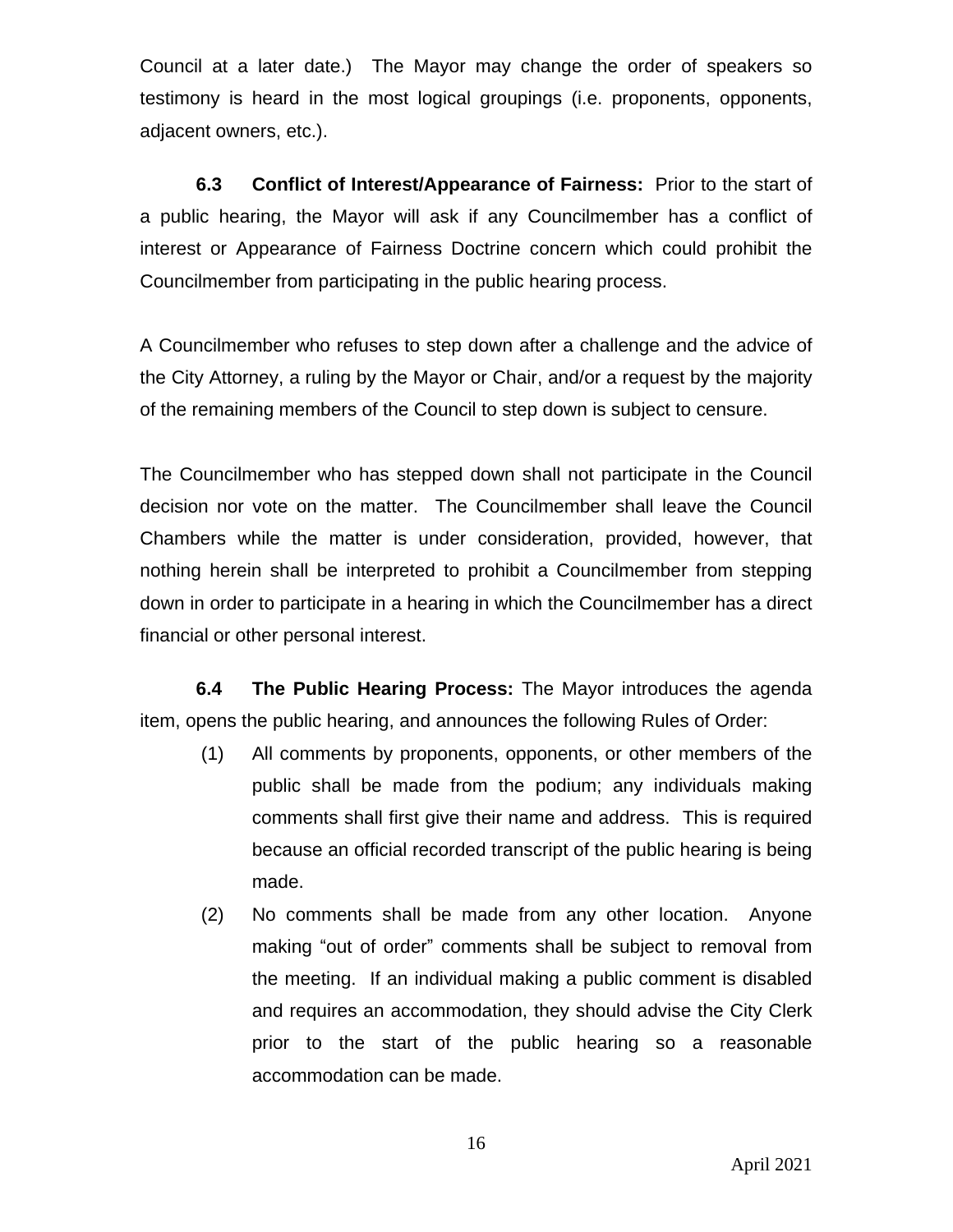Council at a later date.) The Mayor may change the order of speakers so testimony is heard in the most logical groupings (i.e. proponents, opponents, adjacent owners, etc.).

**6.3 Conflict of Interest/Appearance of Fairness:** Prior to the start of a public hearing, the Mayor will ask if any Councilmember has a conflict of interest or Appearance of Fairness Doctrine concern which could prohibit the Councilmember from participating in the public hearing process.

A Councilmember who refuses to step down after a challenge and the advice of the City Attorney, a ruling by the Mayor or Chair, and/or a request by the majority of the remaining members of the Council to step down is subject to censure.

The Councilmember who has stepped down shall not participate in the Council decision nor vote on the matter. The Councilmember shall leave the Council Chambers while the matter is under consideration, provided, however, that nothing herein shall be interpreted to prohibit a Councilmember from stepping down in order to participate in a hearing in which the Councilmember has a direct financial or other personal interest.

**6.4 The Public Hearing Process:** The Mayor introduces the agenda item, opens the public hearing, and announces the following Rules of Order:

(1) All comments by proponents, opponents, or other members of the public shall be made from the podium; any individuals making comments shall first give their name and address. This is required because an official recorded transcript of the public hearing is being made.

(2) No comments shall be made from any other location. Anyone making “out of order” comments shall be subject to removal from the meeting. If an individual making a public comment is disabled and requires an accommodation, they should advise the City Clerk prior to the start of the public hearing so a reasonable accommodation can be made.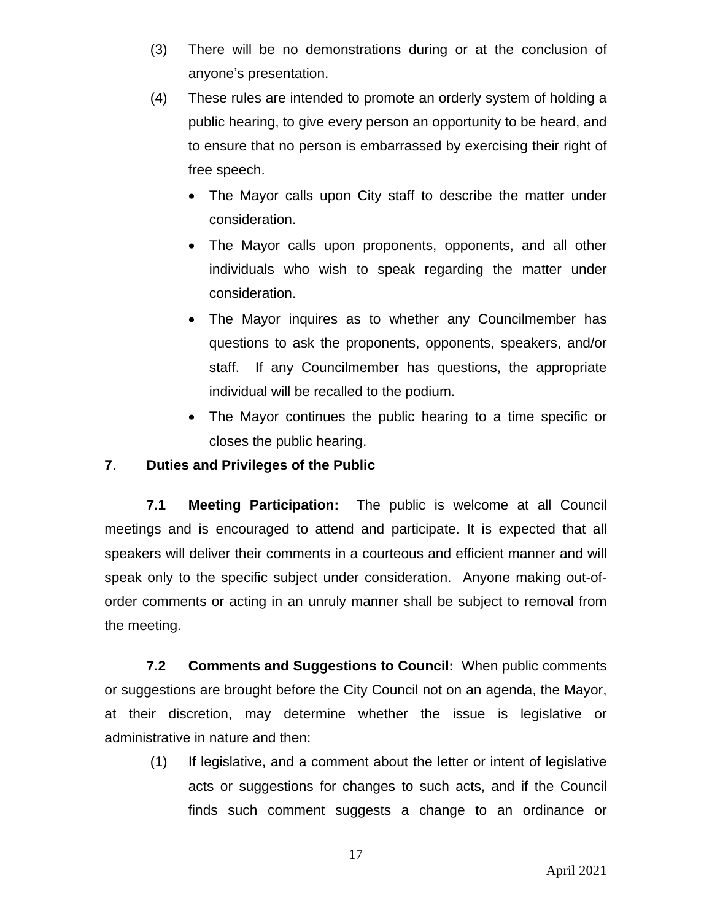(3) There will be no demonstrations during or at the conclusion of anyone's presentation.

(4) These rules are intended to promote an orderly system of holding a public hearing, to give every person an opportunity to be heard, and to ensure that no person is embarrassed by exercising their right of free speech.

- The Mayor calls upon City staff to describe the matter under consideration.
- The Mayor calls upon proponents, opponents, and all other individuals who wish to speak regarding the matter under consideration.
- The Mayor inquires as to whether any Councilmember has questions to ask the proponents, opponents, speakers, and/or staff. If any Councilmember has questions, the appropriate individual will be recalled to the podium.
- The Mayor continues the public hearing to a time specific or closes the public hearing.

**7**. **Duties and Privileges of the Public**

**7.1 Meeting Participation:** The public is welcome at all Council meetings and is encouraged to attend and participate. It is expected that all speakers will deliver their comments in a courteous and efficient manner and will speak only to the specific subject under consideration. Anyone making out-of-order comments or acting in an unruly manner shall be subject to removal from the meeting.

**7.2 Comments and Suggestions to Council:** When public comments or suggestions are brought before the City Council not on an agenda, the Mayor, at their discretion, may determine whether the issue is legislative or administrative in nature and then:

(1) If legislative, and a comment about the letter or intent of legislative acts or suggestions for changes to such acts, and if the Council finds such comment suggests a change to an ordinance or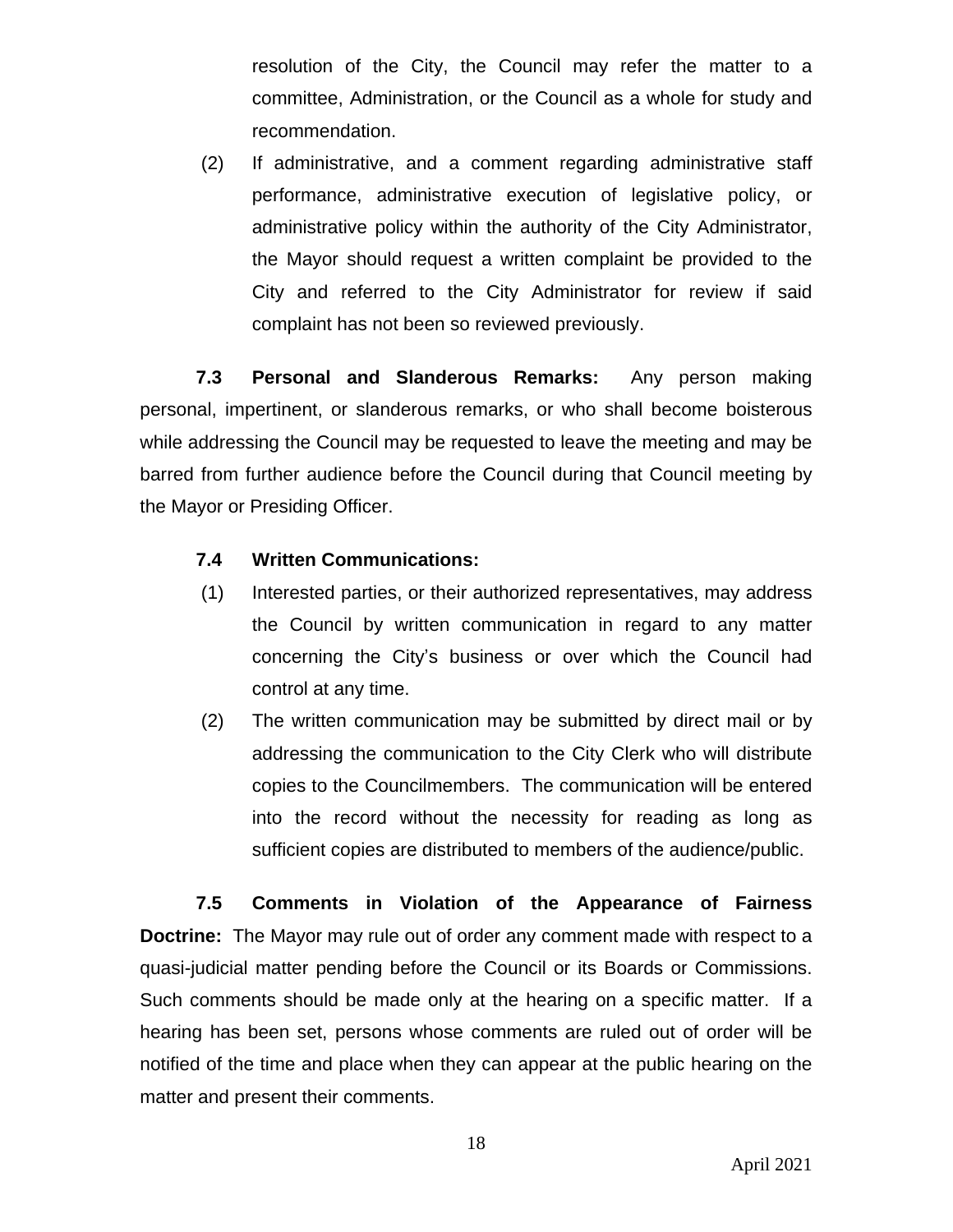resolution of the City, the Council may refer the matter to a committee, Administration, or the Council as a whole for study and recommendation.

(2) If administrative, and a comment regarding administrative staff performance, administrative execution of legislative policy, or administrative policy within the authority of the City Administrator, the Mayor should request a written complaint be provided to the City and referred to the City Administrator for review if said complaint has not been so reviewed previously.

**7.3 Personal and Slanderous Remarks:** Any person making personal, impertinent, or slanderous remarks, or who shall become boisterous while addressing the Council may be requested to leave the meeting and may be barred from further audience before the Council during that Council meeting by the Mayor or Presiding Officer.

**7.4 Written Communications:**

(1) Interested parties, or their authorized representatives, may address the Council by written communication in regard to any matter concerning the City's business or over which the Council had control at any time.

(2) The written communication may be submitted by direct mail or by addressing the communication to the City Clerk who will distribute copies to the Councilmembers. The communication will be entered into the record without the necessity for reading as long as sufficient copies are distributed to members of the audience/public.

**7.5 Comments in Violation of the Appearance of Fairness Doctrine:** The Mayor may rule out of order any comment made with respect to a quasi-judicial matter pending before the Council or its Boards or Commissions. Such comments should be made only at the hearing on a specific matter. If a hearing has been set, persons whose comments are ruled out of order will be notified of the time and place when they can appear at the public hearing on the matter and present their comments.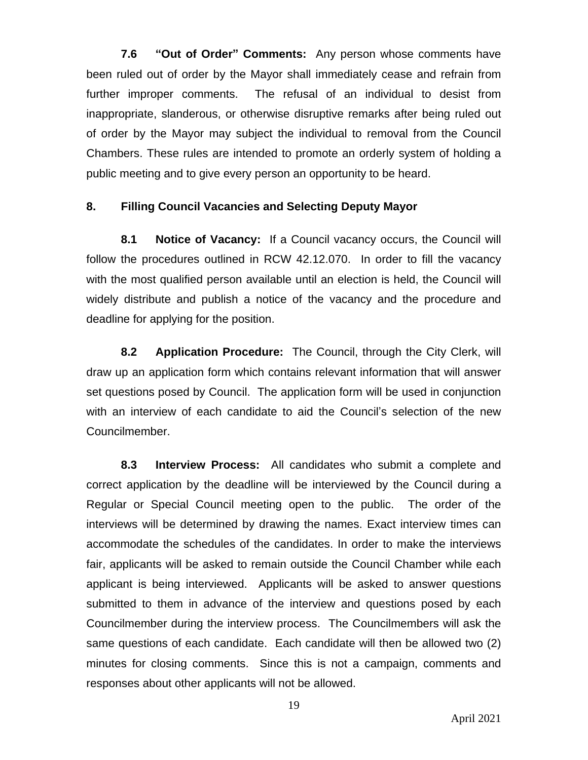**7.6 "Out of Order" Comments:** Any person whose comments have been ruled out of order by the Mayor shall immediately cease and refrain from further improper comments. The refusal of an individual to desist from inappropriate, slanderous, or otherwise disruptive remarks after being ruled out of order by the Mayor may subject the individual to removal from the Council Chambers. These rules are intended to promote an orderly system of holding a public meeting and to give every person an opportunity to be heard.

## 8. Filling Council Vacancies and Selecting Deputy Mayor

**8.1 Notice of Vacancy:** If a Council vacancy occurs, the Council will follow the procedures outlined in RCW 42.12.070. In order to fill the vacancy with the most qualified person available until an election is held, the Council will widely distribute and publish a notice of the vacancy and the procedure and deadline for applying for the position.

**8.2 Application Procedure:** The Council, through the City Clerk, will draw up an application form which contains relevant information that will answer set questions posed by Council. The application form will be used in conjunction with an interview of each candidate to aid the Council's selection of the new Councilmember.

**8.3 Interview Process:** All candidates who submit a complete and correct application by the deadline will be interviewed by the Council during a Regular or Special Council meeting open to the public. The order of the interviews will be determined by drawing the names. Exact interview times can accommodate the schedules of the candidates. In order to make the interviews fair, applicants will be asked to remain outside the Council Chamber while each applicant is being interviewed. Applicants will be asked to answer questions submitted to them in advance of the interview and questions posed by each Councilmember during the interview process. The Councilmembers will ask the same questions of each candidate. Each candidate will then be allowed two (2) minutes for closing comments. Since this is not a campaign, comments and responses about other applicants will not be allowed.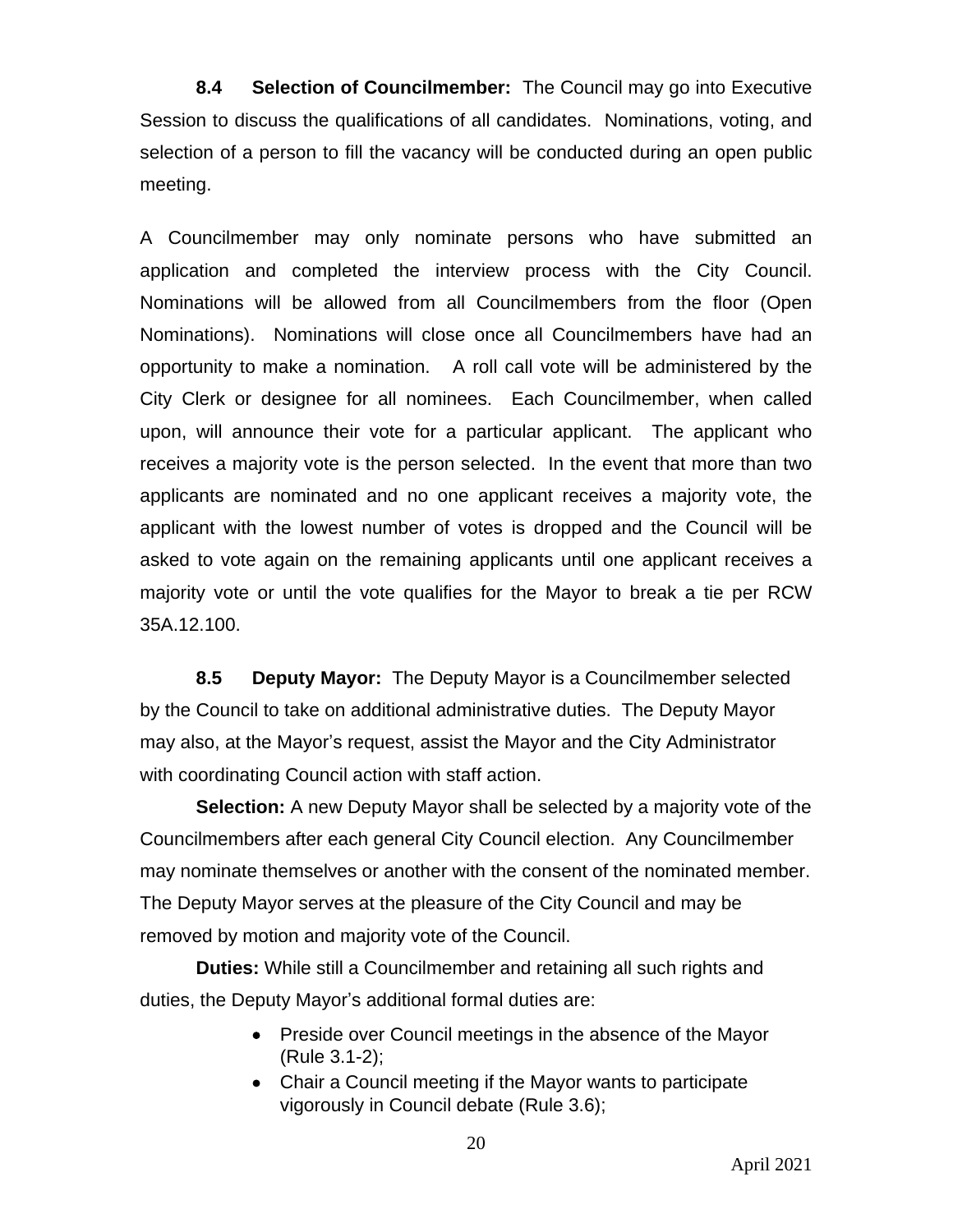**8.4 Selection of Councilmember:** The Council may go into Executive Session to discuss the qualifications of all candidates. Nominations, voting, and selection of a person to fill the vacancy will be conducted during an open public meeting.

A Councilmember may only nominate persons who have submitted an application and completed the interview process with the City Council. Nominations will be allowed from all Councilmembers from the floor (Open Nominations). Nominations will close once all Councilmembers have had an opportunity to make a nomination. A roll call vote will be administered by the City Clerk or designee for all nominees. Each Councilmember, when called upon, will announce their vote for a particular applicant. The applicant who receives a majority vote is the person selected. In the event that more than two applicants are nominated and no one applicant receives a majority vote, the applicant with the lowest number of votes is dropped and the Council will be asked to vote again on the remaining applicants until one applicant receives a majority vote or until the vote qualifies for the Mayor to break a tie per RCW 35A.12.100.

**8.5 Deputy Mayor:** The Deputy Mayor is a Councilmember selected by the Council to take on additional administrative duties. The Deputy Mayor may also, at the Mayor's request, assist the Mayor and the City Administrator with coordinating Council action with staff action.

**Selection:** A new Deputy Mayor shall be selected by a majority vote of the Councilmembers after each general City Council election. Any Councilmember may nominate themselves or another with the consent of the nominated member. The Deputy Mayor serves at the pleasure of the City Council and may be removed by motion and majority vote of the Council.

**Duties:** While still a Councilmember and retaining all such rights and duties, the Deputy Mayor's additional formal duties are:

- Preside over Council meetings in the absence of the Mayor (Rule 3.1-2);
- Chair a Council meeting if the Mayor wants to participate vigorously in Council debate (Rule 3.6);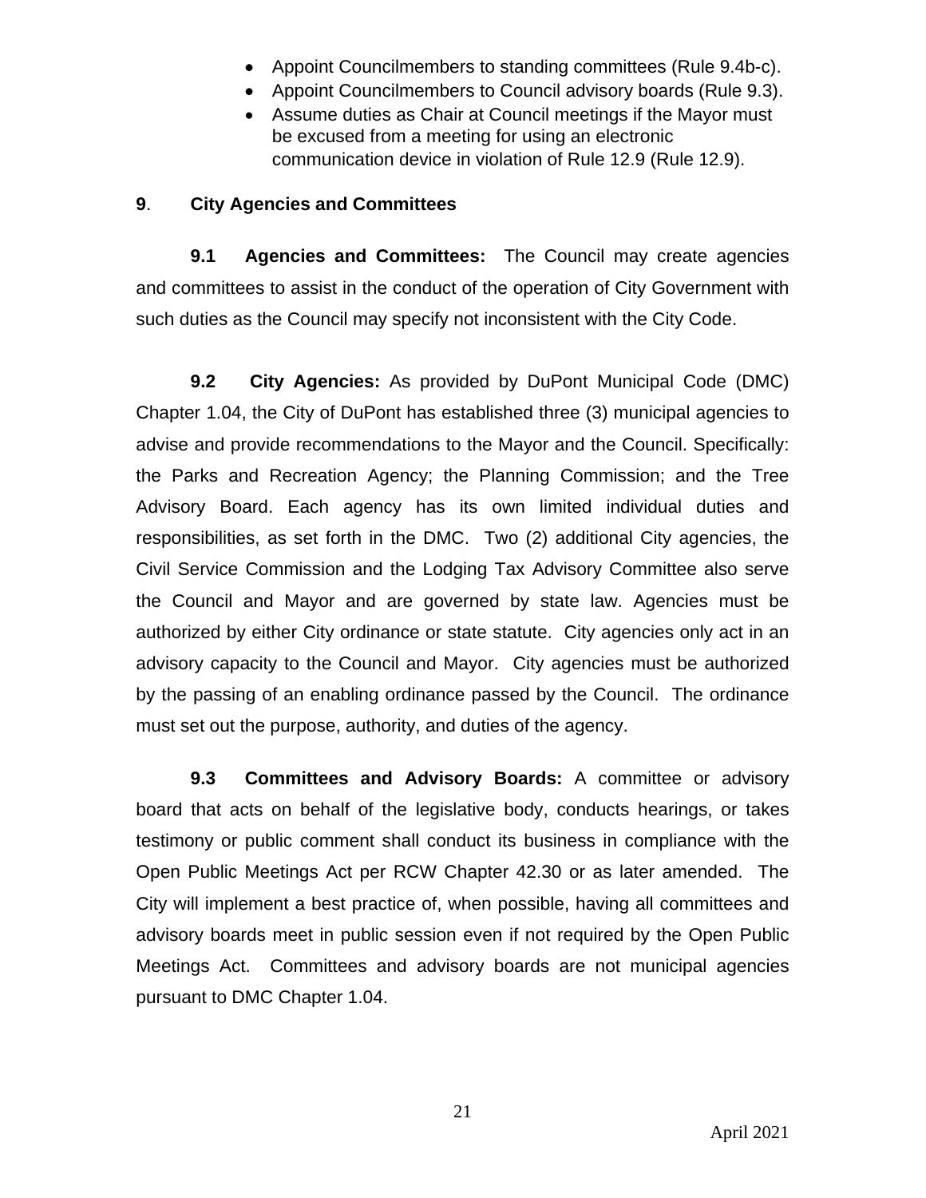- Appoint Councilmembers to standing committees (Rule 9.4b-c).
- Appoint Councilmembers to Council advisory boards (Rule 9.3).
- Assume duties as Chair at Council meetings if the Mayor must be excused from a meeting for using an electronic communication device in violation of Rule 12.9 (Rule 12.9).

## 9. City Agencies and Committees

**9.1 Agencies and Committees:** The Council may create agencies and committees to assist in the conduct of the operation of City Government with such duties as the Council may specify not inconsistent with the City Code.

**9.2 City Agencies:** As provided by DuPont Municipal Code (DMC) Chapter 1.04, the City of DuPont has established three (3) municipal agencies to advise and provide recommendations to the Mayor and the Council. Specifically: the Parks and Recreation Agency; the Planning Commission; and the Tree Advisory Board. Each agency has its own limited individual duties and responsibilities, as set forth in the DMC. Two (2) additional City agencies, the Civil Service Commission and the Lodging Tax Advisory Committee also serve the Council and Mayor and are governed by state law. Agencies must be authorized by either City ordinance or state statute. City agencies only act in an advisory capacity to the Council and Mayor. City agencies must be authorized by the passing of an enabling ordinance passed by the Council. The ordinance must set out the purpose, authority, and duties of the agency.

**9.3 Committees and Advisory Boards:** A committee or advisory board that acts on behalf of the legislative body, conducts hearings, or takes testimony or public comment shall conduct its business in compliance with the Open Public Meetings Act per RCW Chapter 42.30 or as later amended. The City will implement a best practice of, when possible, having all committees and advisory boards meet in public session even if not required by the Open Public Meetings Act. Committees and advisory boards are not municipal agencies pursuant to DMC Chapter 1.04.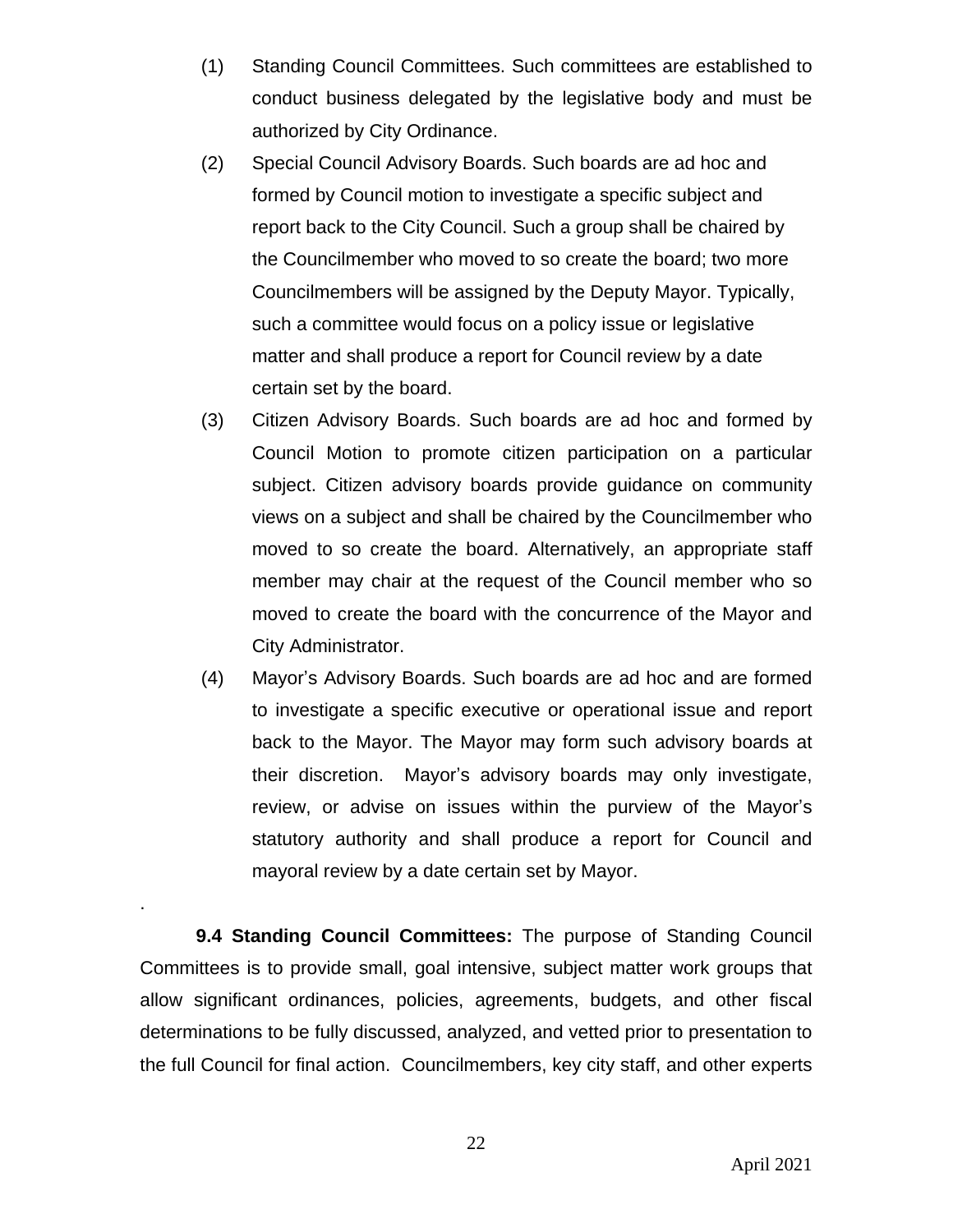(1) Standing Council Committees. Such committees are established to conduct business delegated by the legislative body and must be authorized by City Ordinance.

(2) Special Council Advisory Boards. Such boards are ad hoc and formed by Council motion to investigate a specific subject and report back to the City Council. Such a group shall be chaired by the Councilmember who moved to so create the board; two more Councilmembers will be assigned by the Deputy Mayor. Typically, such a committee would focus on a policy issue or legislative matter and shall produce a report for Council review by a date certain set by the board.

(3) Citizen Advisory Boards. Such boards are ad hoc and formed by Council Motion to promote citizen participation on a particular subject. Citizen advisory boards provide guidance on community views on a subject and shall be chaired by the Councilmember who moved to so create the board. Alternatively, an appropriate staff member may chair at the request of the Council member who so moved to create the board with the concurrence of the Mayor and City Administrator.

(4) Mayor's Advisory Boards. Such boards are ad hoc and are formed to investigate a specific executive or operational issue and report back to the Mayor. The Mayor may form such advisory boards at their discretion. Mayor's advisory boards may only investigate, review, or advise on issues within the purview of the Mayor's statutory authority and shall produce a report for Council and mayoral review by a date certain set by Mayor.

.

**9.4 Standing Council Committees:** The purpose of Standing Council Committees is to provide small, goal intensive, subject matter work groups that allow significant ordinances, policies, agreements, budgets, and other fiscal determinations to be fully discussed, analyzed, and vetted prior to presentation to the full Council for final action. Councilmembers, key city staff, and other experts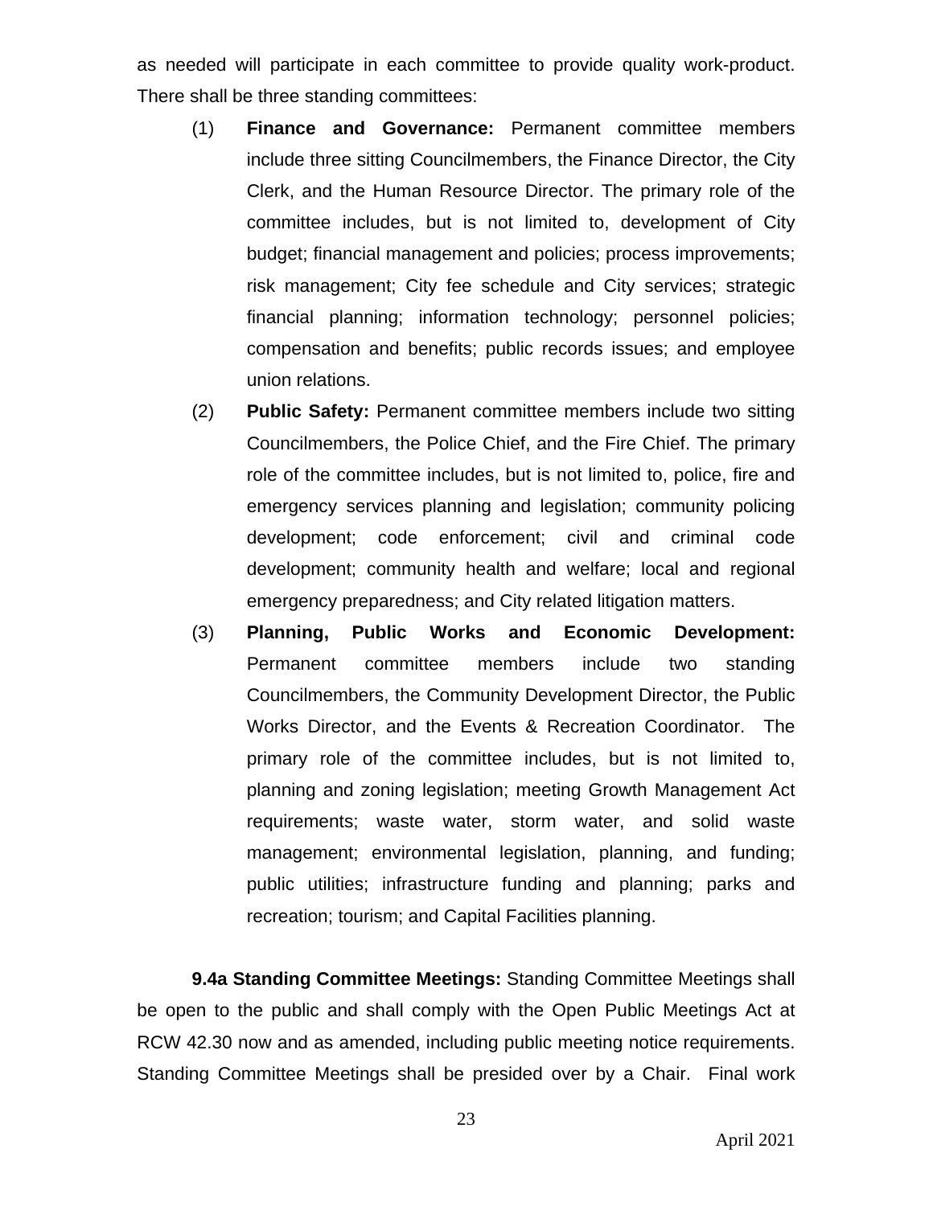as needed will participate in each committee to provide quality work-product. There shall be three standing committees:

(1) **Finance and Governance:** Permanent committee members include three sitting Councilmembers, the Finance Director, the City Clerk, and the Human Resource Director. The primary role of the committee includes, but is not limited to, development of City budget; financial management and policies; process improvements; risk management; City fee schedule and City services; strategic financial planning; information technology; personnel policies; compensation and benefits; public records issues; and employee union relations.

(2) **Public Safety:** Permanent committee members include two sitting Councilmembers, the Police Chief, and the Fire Chief. The primary role of the committee includes, but is not limited to, police, fire and emergency services planning and legislation; community policing development; code enforcement; civil and criminal code development; community health and welfare; local and regional emergency preparedness; and City related litigation matters.

(3) **Planning, Public Works and Economic Development:** Permanent committee members include two standing Councilmembers, the Community Development Director, the Public Works Director, and the Events & Recreation Coordinator. The primary role of the committee includes, but is not limited to, planning and zoning legislation; meeting Growth Management Act requirements; waste water, storm water, and solid waste management; environmental legislation, planning, and funding; public utilities; infrastructure funding and planning; parks and recreation; tourism; and Capital Facilities planning.

**9.4a Standing Committee Meetings:** Standing Committee Meetings shall be open to the public and shall comply with the Open Public Meetings Act at RCW 42.30 now and as amended, including public meeting notice requirements. Standing Committee Meetings shall be presided over by a Chair. Final work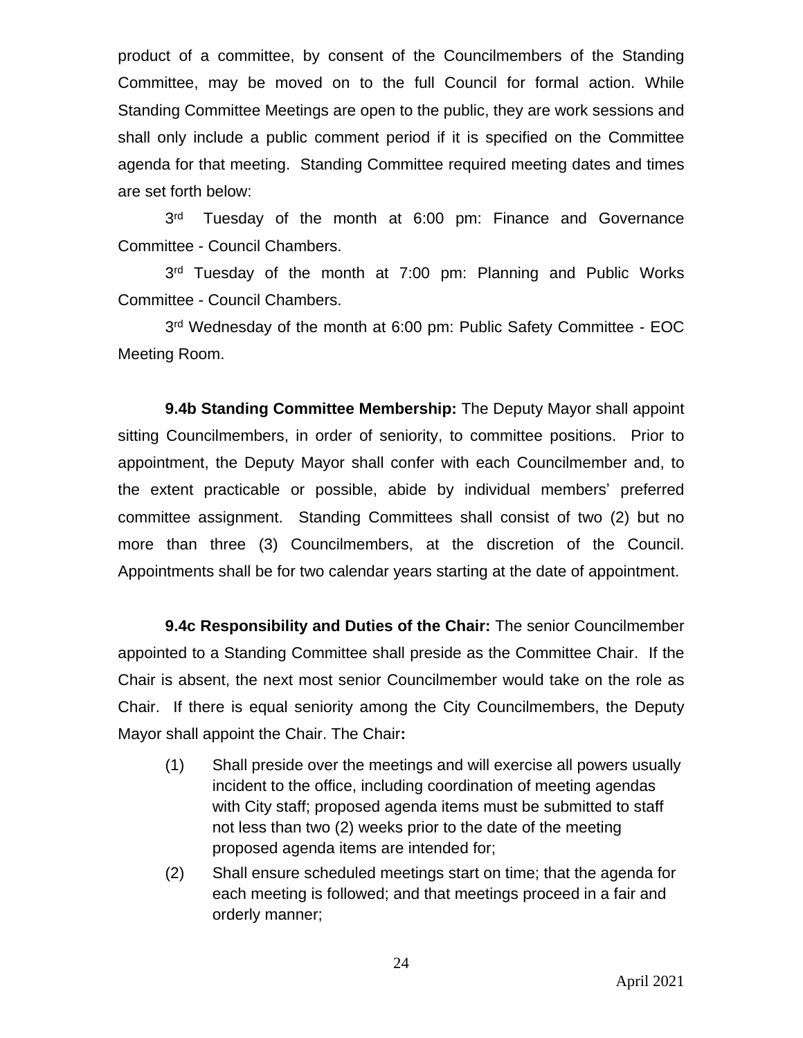product of a committee, by consent of the Councilmembers of the Standing Committee, may be moved on to the full Council for formal action. While Standing Committee Meetings are open to the public, they are work sessions and shall only include a public comment period if it is specified on the Committee agenda for that meeting. Standing Committee required meeting dates and times are set forth below:

3rd Tuesday of the month at 6:00 pm: Finance and Governance Committee - Council Chambers.

3rd Tuesday of the month at 7:00 pm: Planning and Public Works Committee - Council Chambers.

3rd Wednesday of the month at 6:00 pm: Public Safety Committee - EOC Meeting Room.

**9.4b Standing Committee Membership:** The Deputy Mayor shall appoint sitting Councilmembers, in order of seniority, to committee positions. Prior to appointment, the Deputy Mayor shall confer with each Councilmember and, to the extent practicable or possible, abide by individual members' preferred committee assignment. Standing Committees shall consist of two (2) but no more than three (3) Councilmembers, at the discretion of the Council. Appointments shall be for two calendar years starting at the date of appointment.

**9.4c Responsibility and Duties of the Chair:** The senior Councilmember appointed to a Standing Committee shall preside as the Committee Chair. If the Chair is absent, the next most senior Councilmember would take on the role as Chair. If there is equal seniority among the City Councilmembers, the Deputy Mayor shall appoint the Chair. The Chair**:**

(1) Shall preside over the meetings and will exercise all powers usually incident to the office, including coordination of meeting agendas with City staff; proposed agenda items must be submitted to staff not less than two (2) weeks prior to the date of the meeting proposed agenda items are intended for;

(2) Shall ensure scheduled meetings start on time; that the agenda for each meeting is followed; and that meetings proceed in a fair and orderly manner;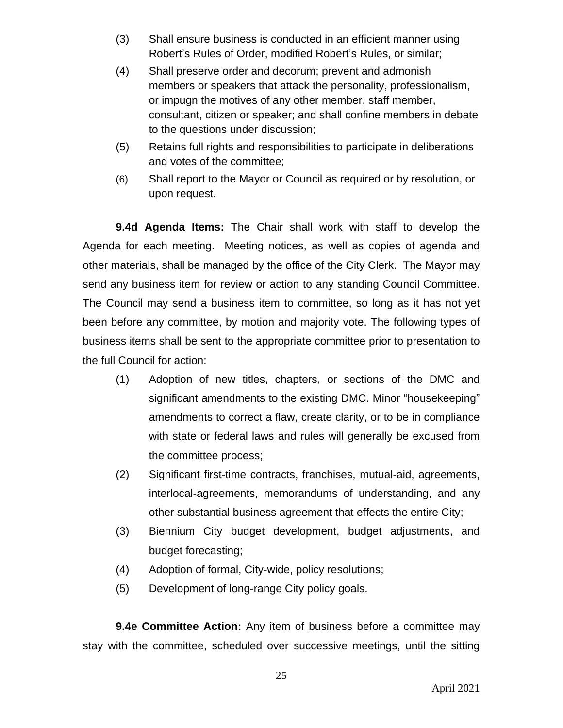(3) Shall ensure business is conducted in an efficient manner using Robert's Rules of Order, modified Robert's Rules, or similar;

(4) Shall preserve order and decorum; prevent and admonish members or speakers that attack the personality, professionalism, or impugn the motives of any other member, staff member, consultant, citizen or speaker; and shall confine members in debate to the questions under discussion;

(5) Retains full rights and responsibilities to participate in deliberations and votes of the committee;

(6) Shall report to the Mayor or Council as required or by resolution, or upon request.

**9.4d Agenda Items:** The Chair shall work with staff to develop the Agenda for each meeting. Meeting notices, as well as copies of agenda and other materials, shall be managed by the office of the City Clerk. The Mayor may send any business item for review or action to any standing Council Committee. The Council may send a business item to committee, so long as it has not yet been before any committee, by motion and majority vote. The following types of business items shall be sent to the appropriate committee prior to presentation to the full Council for action:

(1) Adoption of new titles, chapters, or sections of the DMC and significant amendments to the existing DMC. Minor "housekeeping" amendments to correct a flaw, create clarity, or to be in compliance with state or federal laws and rules will generally be excused from the committee process;

(2) Significant first-time contracts, franchises, mutual-aid, agreements, interlocal-agreements, memorandums of understanding, and any other substantial business agreement that effects the entire City;

(3) Biennium City budget development, budget adjustments, and budget forecasting;

(4) Adoption of formal, City-wide, policy resolutions;

(5) Development of long-range City policy goals.

**9.4e Committee Action:** Any item of business before a committee may stay with the committee, scheduled over successive meetings, until the sitting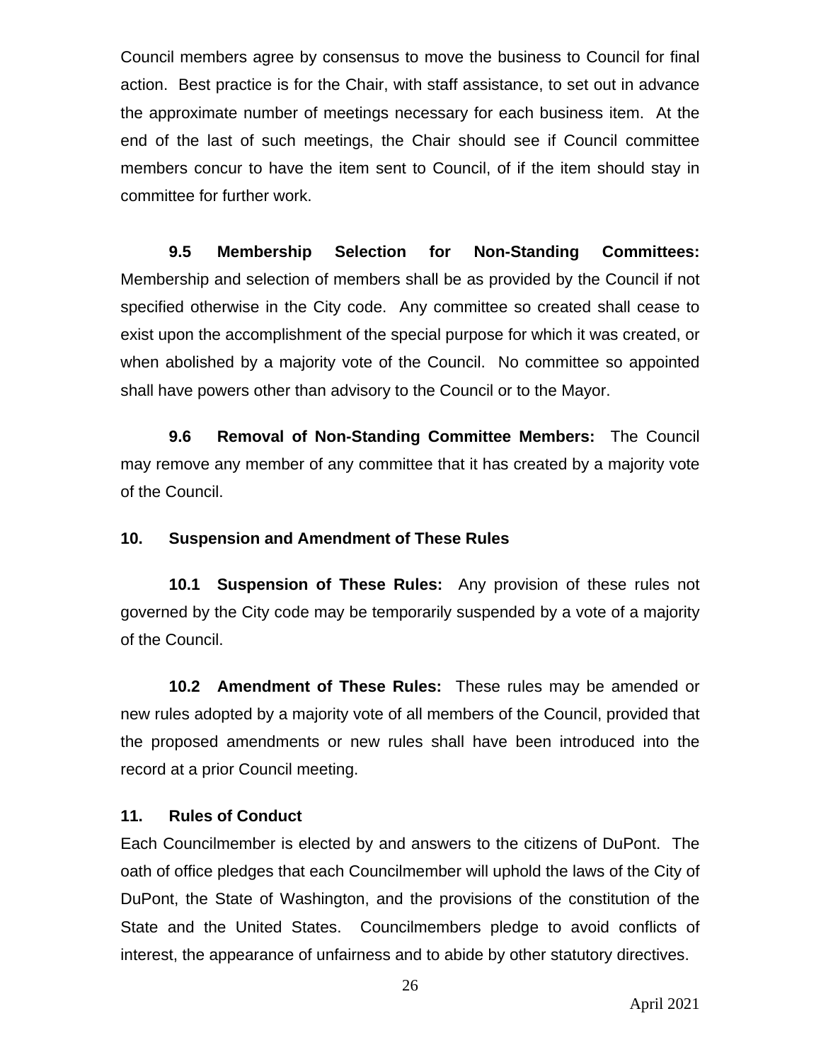Council members agree by consensus to move the business to Council for final action. Best practice is for the Chair, with staff assistance, to set out in advance the approximate number of meetings necessary for each business item. At the end of the last of such meetings, the Chair should see if Council committee members concur to have the item sent to Council, of if the item should stay in committee for further work.

**9.5 Membership Selection for Non-Standing Committees:** Membership and selection of members shall be as provided by the Council if not specified otherwise in the City code. Any committee so created shall cease to exist upon the accomplishment of the special purpose for which it was created, or when abolished by a majority vote of the Council. No committee so appointed shall have powers other than advisory to the Council or to the Mayor.

**9.6 Removal of Non-Standing Committee Members:** The Council may remove any member of any committee that it has created by a majority vote of the Council.

## 10. Suspension and Amendment of These Rules

**10.1 Suspension of These Rules:** Any provision of these rules not governed by the City code may be temporarily suspended by a vote of a majority of the Council.

**10.2 Amendment of These Rules:** These rules may be amended or new rules adopted by a majority vote of all members of the Council, provided that the proposed amendments or new rules shall have been introduced into the record at a prior Council meeting.

## 11. Rules of Conduct

Each Councilmember is elected by and answers to the citizens of DuPont. The oath of office pledges that each Councilmember will uphold the laws of the City of DuPont, the State of Washington, and the provisions of the constitution of the State and the United States. Councilmembers pledge to avoid conflicts of interest, the appearance of unfairness and to abide by other statutory directives.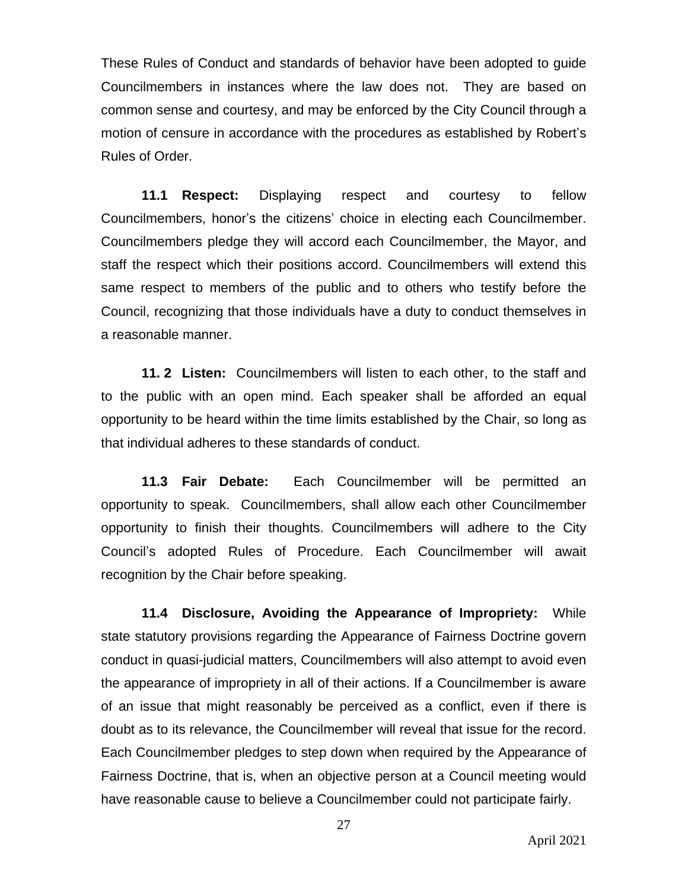These Rules of Conduct and standards of behavior have been adopted to guide Councilmembers in instances where the law does not. They are based on common sense and courtesy, and may be enforced by the City Council through a motion of censure in accordance with the procedures as established by Robert's Rules of Order.

**11.1 Respect:** Displaying respect and courtesy to fellow Councilmembers, honor's the citizens' choice in electing each Councilmember. Councilmembers pledge they will accord each Councilmember, the Mayor, and staff the respect which their positions accord. Councilmembers will extend this same respect to members of the public and to others who testify before the Council, recognizing that those individuals have a duty to conduct themselves in a reasonable manner.

**11. 2 Listen:** Councilmembers will listen to each other, to the staff and to the public with an open mind. Each speaker shall be afforded an equal opportunity to be heard within the time limits established by the Chair, so long as that individual adheres to these standards of conduct.

**11.3 Fair Debate:** Each Councilmember will be permitted an opportunity to speak. Councilmembers, shall allow each other Councilmember opportunity to finish their thoughts. Councilmembers will adhere to the City Council's adopted Rules of Procedure. Each Councilmember will await recognition by the Chair before speaking.

**11.4 Disclosure, Avoiding the Appearance of Impropriety:** While state statutory provisions regarding the Appearance of Fairness Doctrine govern conduct in quasi-judicial matters, Councilmembers will also attempt to avoid even the appearance of impropriety in all of their actions. If a Councilmember is aware of an issue that might reasonably be perceived as a conflict, even if there is doubt as to its relevance, the Councilmember will reveal that issue for the record. Each Councilmember pledges to step down when required by the Appearance of Fairness Doctrine, that is, when an objective person at a Council meeting would have reasonable cause to believe a Councilmember could not participate fairly.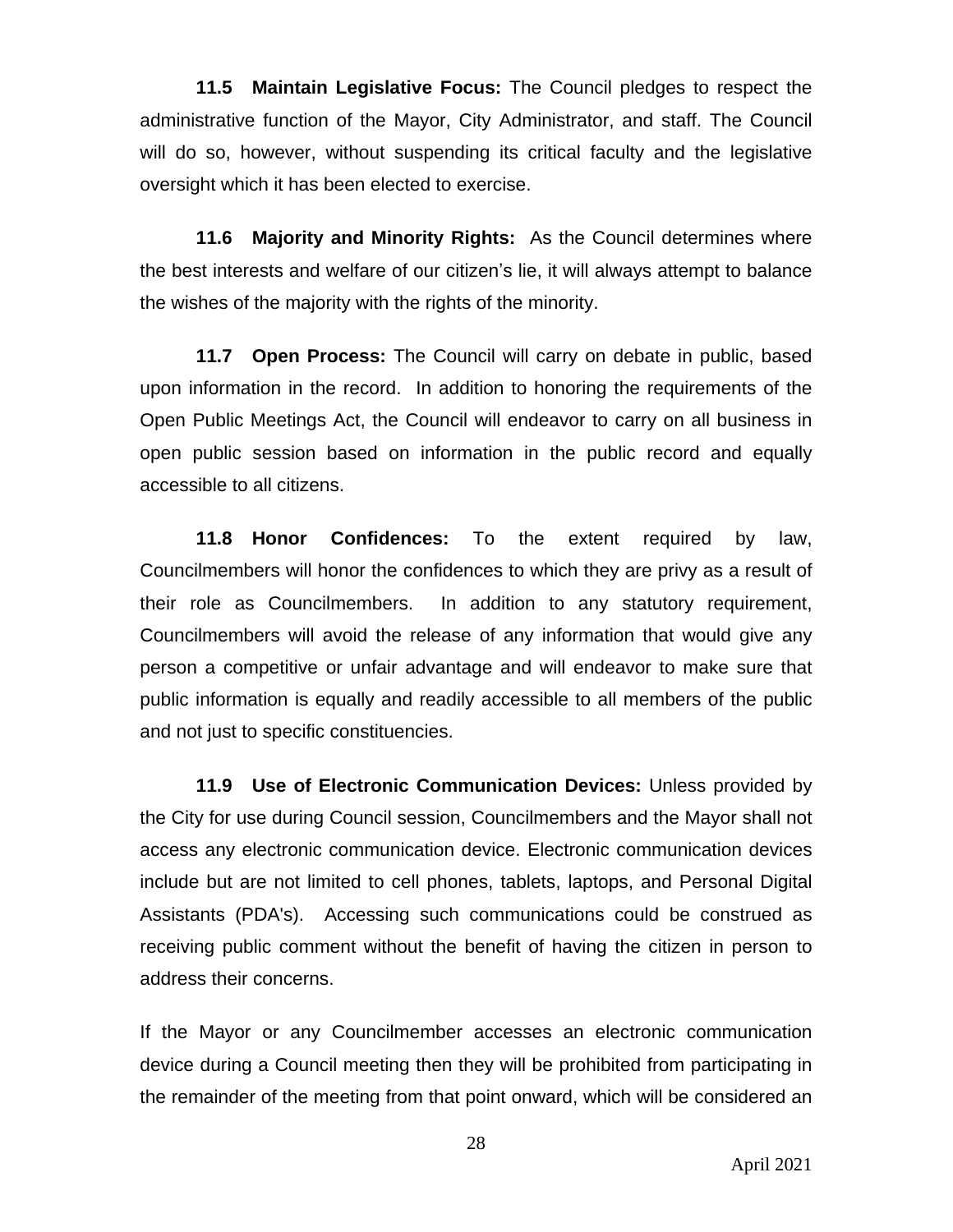**11.5 Maintain Legislative Focus:** The Council pledges to respect the administrative function of the Mayor, City Administrator, and staff. The Council will do so, however, without suspending its critical faculty and the legislative oversight which it has been elected to exercise.

**11.6 Majority and Minority Rights:** As the Council determines where the best interests and welfare of our citizen's lie, it will always attempt to balance the wishes of the majority with the rights of the minority.

**11.7 Open Process:** The Council will carry on debate in public, based upon information in the record. In addition to honoring the requirements of the Open Public Meetings Act, the Council will endeavor to carry on all business in open public session based on information in the public record and equally accessible to all citizens.

**11.8 Honor Confidences:** To the extent required by law, Councilmembers will honor the confidences to which they are privy as a result of their role as Councilmembers. In addition to any statutory requirement, Councilmembers will avoid the release of any information that would give any person a competitive or unfair advantage and will endeavor to make sure that public information is equally and readily accessible to all members of the public and not just to specific constituencies.

**11.9 Use of Electronic Communication Devices:** Unless provided by the City for use during Council session, Councilmembers and the Mayor shall not access any electronic communication device. Electronic communication devices include but are not limited to cell phones, tablets, laptops, and Personal Digital Assistants (PDA's). Accessing such communications could be construed as receiving public comment without the benefit of having the citizen in person to address their concerns.

If the Mayor or any Councilmember accesses an electronic communication device during a Council meeting then they will be prohibited from participating in the remainder of the meeting from that point onward, which will be considered an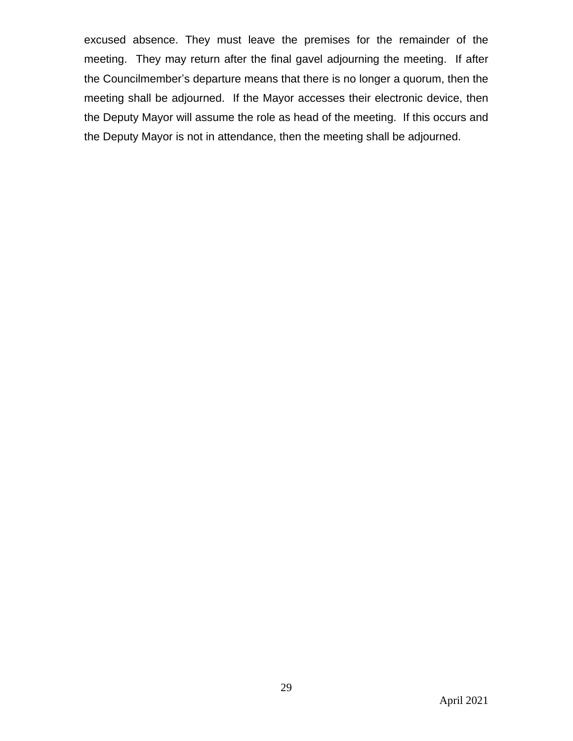excused absence. They must leave the premises for the remainder of the meeting. They may return after the final gavel adjourning the meeting. If after the Councilmember's departure means that there is no longer a quorum, then the meeting shall be adjourned. If the Mayor accesses their electronic device, then the Deputy Mayor will assume the role as head of the meeting. If this occurs and the Deputy Mayor is not in attendance, then the meeting shall be adjourned.